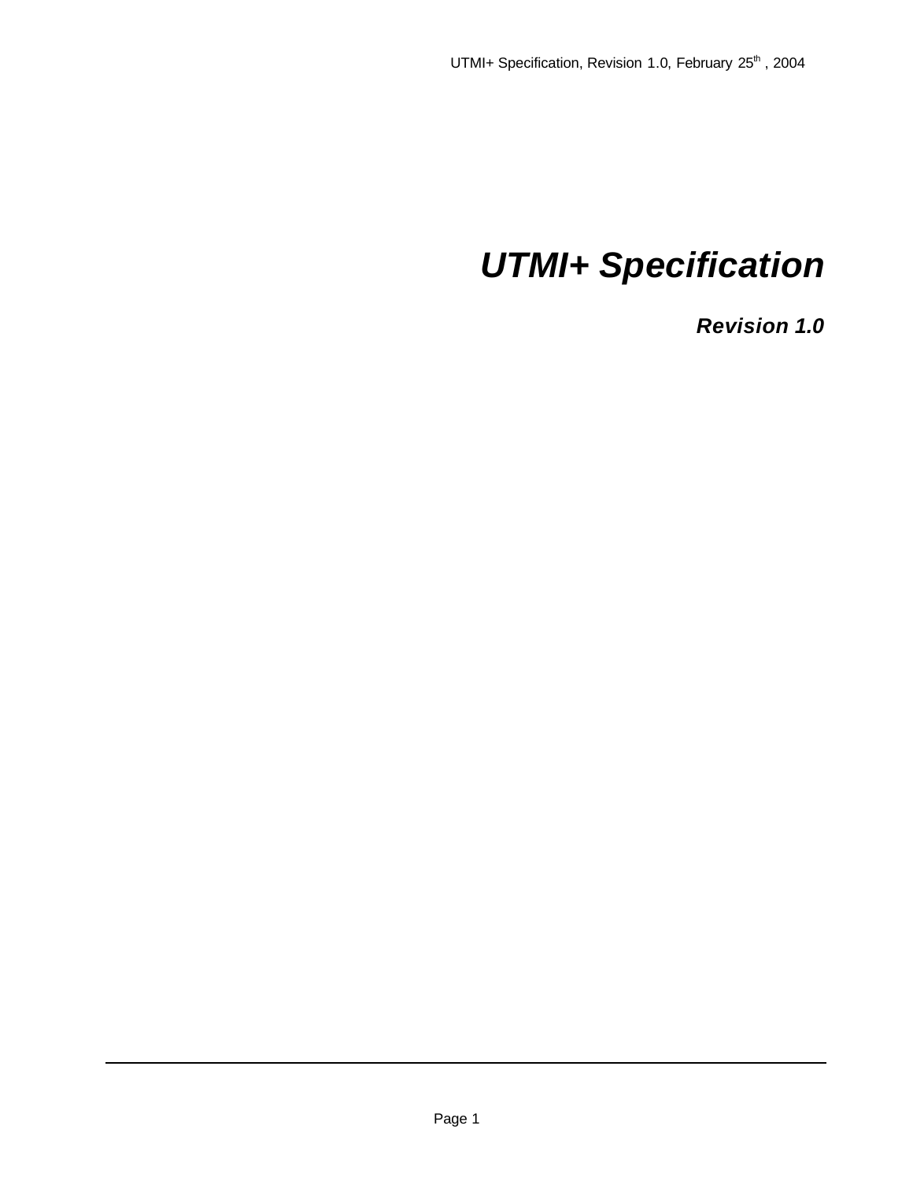# *UTMI+ Specification*

## *Revision 1.0*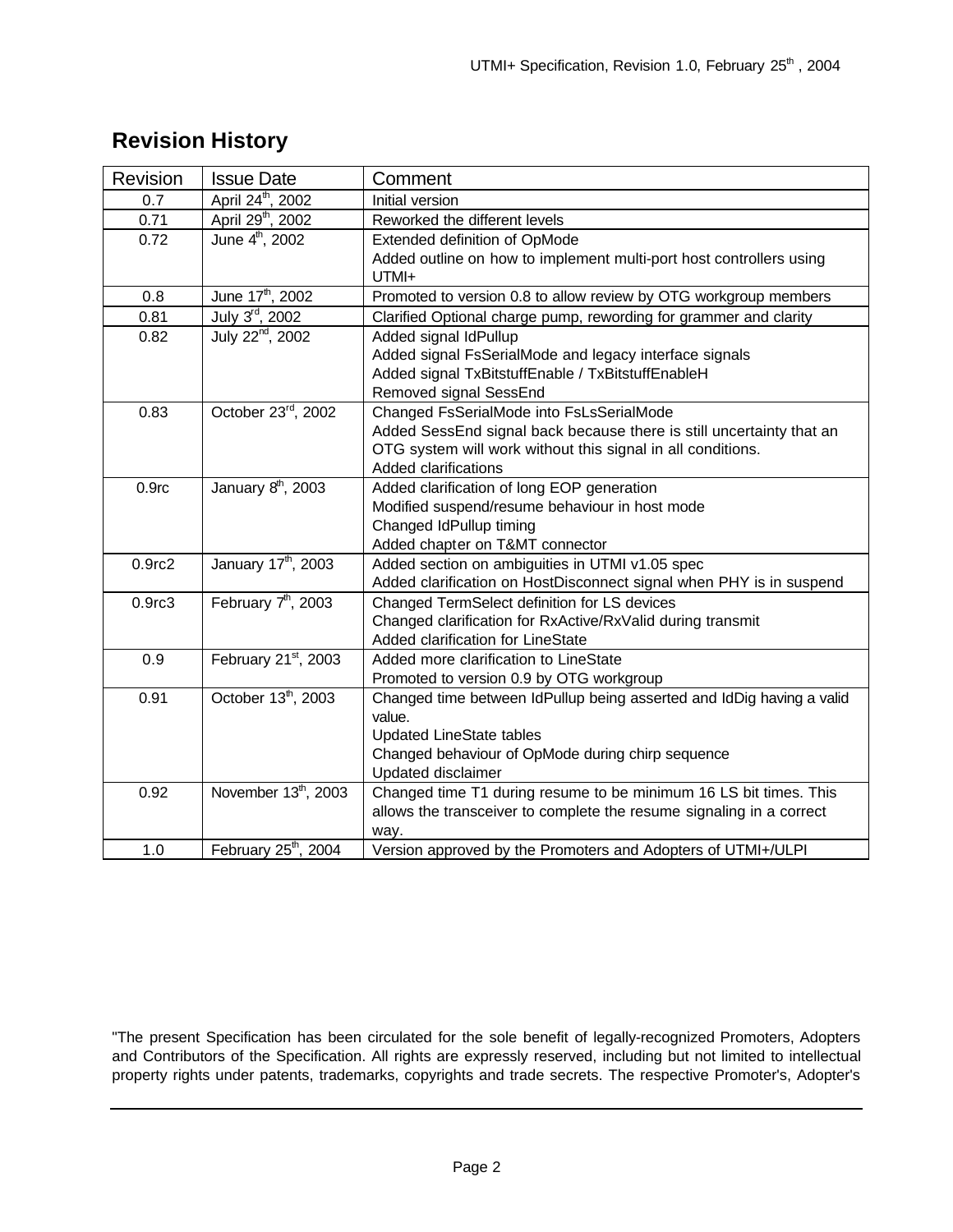## Revision History

| Revision | Issue Date | Comment |
|---|---|---|
| 0.7 | April 24th, 2002 | Initial version |
| 0.71 | April 29th, 2002 | Reworked the different levels |
| 0.72 | June 4th, 2002 | Extended definition of OpMode<br>Added outline on how to implement multi-port host controllers using UTMI+ |
| 0.8 | June 17th, 2002 | Promoted to version 0.8 to allow review by OTG workgroup members |
| 0.81 | July 3rd, 2002 | Clarified Optional charge pump, rewording for grammer and clarity |
| 0.82 | July 22nd, 2002 | Added signal IdPullup<br>Added signal FsSerialMode and legacy interface signals<br>Added signal TxBitstuffEnable / TxBitstuffEnableH<br>Removed signal SessEnd |
| 0.83 | October 23rd, 2002 | Changed FsSerialMode into FsLsSerialMode<br>Added SessEnd signal back because there is still uncertainty that an OTG system will work without this signal in all conditions.<br>Added clarifications |
| 0.9rc | January 8th, 2003 | Added clarification of long EOP generation<br>Modified suspend/resume behaviour in host mode<br>Changed IdPullup timing<br>Added chapter on T&MT connector |
| 0.9rc2 | January 17th, 2003 | Added section on ambiguities in UTMI v1.05 spec<br>Added clarification on HostDisconnect signal when PHY is in suspend |
| 0.9rc3 | February 7th, 2003 | Changed TermSelect definition for LS devices<br>Changed clarification for RxActive/RxValid during transmit<br>Added clarification for LineState |
| 0.9 | February 21st, 2003 | Added more clarification to LineState<br>Promoted to version 0.9 by OTG workgroup |
| 0.91 | October 13th, 2003 | Changed time between IdPullup being asserted and IdDig having a valid value.<br>Updated LineState tables<br>Changed behaviour of OpMode during chirp sequence<br>Updated disclaimer |
| 0.92 | November 13th, 2003 | Changed time T1 during resume to be minimum 16 LS bit times. This allows the transceiver to complete the resume signaling in a correct way. |
| 1.0 | February 25th, 2004 | Version approved by the Promoters and Adopters of UTMI+/ULPI |

"The present Specification has been circulated for the sole benefit of legally-recognized Promoters, Adopters and Contributors of the Specification. All rights are expressly reserved, including but not limited to intellectual property rights under patents, trademarks, copyrights and trade secrets. The respective Promoter's, Adopter's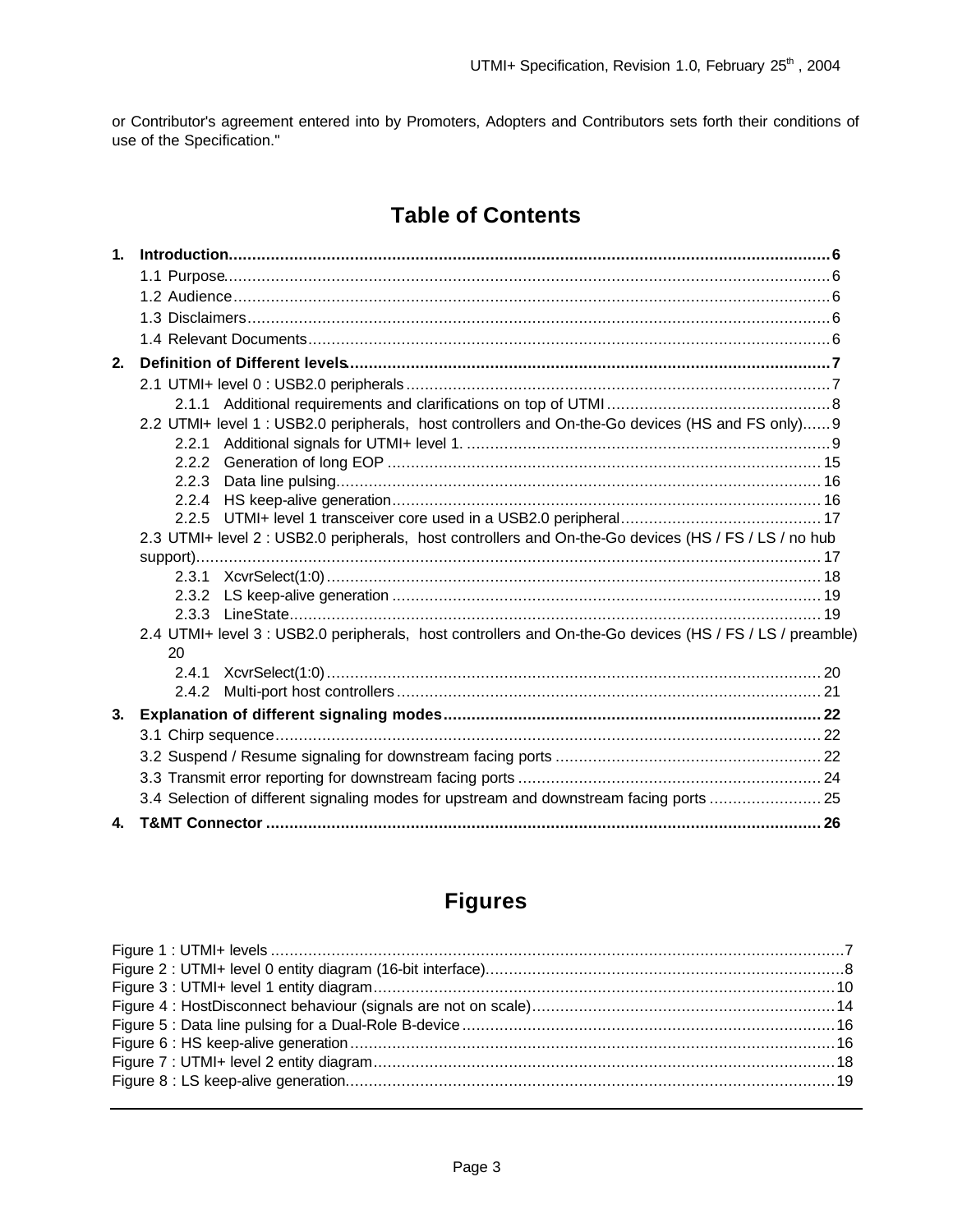or Contributor's agreement entered into by Promoters, Adopters and Contributors sets forth their conditions of use of the Specification."

## Table of Contents

**1. Introduction............................................................................................................................6**

1.1 Purpose.............................................................................................................................6

1.2 Audience............................................................................................................................6

1.3 Disclaimers.........................................................................................................................6

1.4 Relevant Documents..........................................................................................................6

**2. Definition of Different levels...................................................................................................7**

2.1 UTMI+ level 0 : USB2.0 peripherals......................................................................................7

2.1.1 Additional requirements and clarifications on top of UTMI............................................8

2.2 UTMI+ level 1 : USB2.0 peripherals, host controllers and On-the-Go devices (HS and FS only)......9

2.2.1 Additional signals for UTMI+ level 1. ...........................................................................9

2.2.2 Generation of long EOP ............................................................................................15

2.2.3 Data line pulsing.......................................................................................................16

2.2.4 HS keep-alive generation...........................................................................................16

2.2.5 UTMI+ level 1 transceiver core used in a USB2.0 peripheral..........................................17

2.3 UTMI+ level 2 : USB2.0 peripherals, host controllers and On-the-Go devices (HS / FS / LS / no hub support).....................................................................................................................................17

2.3.1 XcvrSelect(1:0).........................................................................................................18

2.3.2 LS keep-alive generation ...........................................................................................19

2.3.3 LineState.................................................................................................................19

2.4 UTMI+ level 3 : USB2.0 peripherals, host controllers and On-the-Go devices (HS / FS / LS / preamble) 20

2.4.1 XcvrSelect(1:0).........................................................................................................20

2.4.2 Multi-port host controllers..........................................................................................21

**3. Explanation of different signaling modes................................................................................22**

3.1 Chirp sequence...................................................................................................................22

3.2 Suspend / Resume signaling for downstream facing ports ......................................................22

3.3 Transmit error reporting for downstream facing ports .............................................................24

3.4 Selection of different signaling modes for upstream and downstream facing ports ......................25

**4. T&MT Connector ...................................................................................................................26**

## Figures

Figure 1 : UTMI+ levels ..........................................................................................................................7

Figure 2 : UTMI+ level 0 entity diagram (16-bit interface)...........................................................................8

Figure 3 : UTMI+ level 1 entity diagram..................................................................................................10

Figure 4 : HostDisconnect behaviour (signals are not on scale)................................................................14

Figure 5 : Data line pulsing for a Dual-Role B-device...............................................................................16

Figure 6 : HS keep-alive generation.......................................................................................................16

Figure 7 : UTMI+ level 2 entity diagram..................................................................................................18

Figure 8 : LS keep-alive generation........................................................................................................19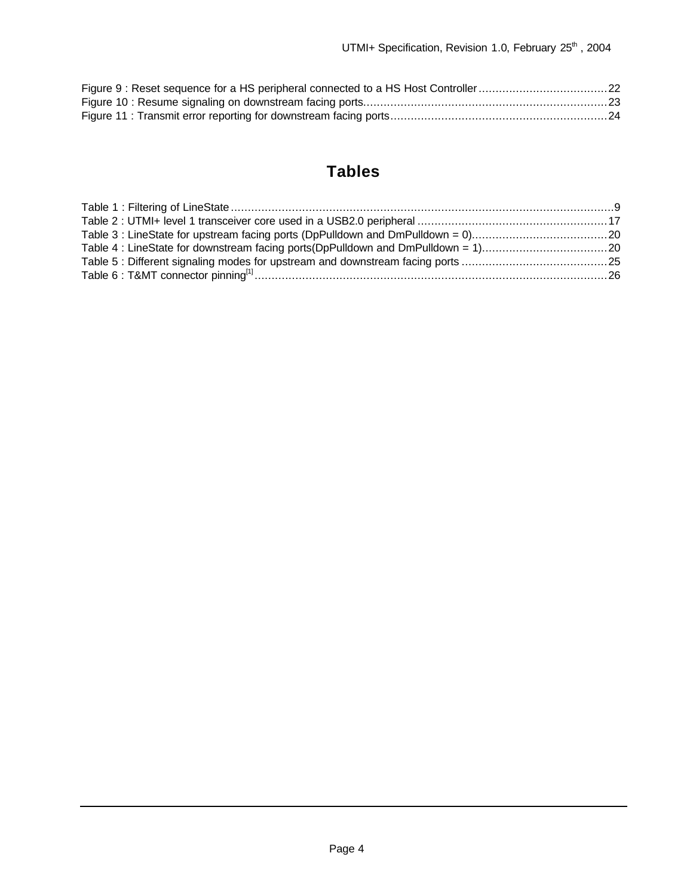Figure 9 : Reset sequence for a HS peripheral connected to a HS Host Controller ...................................... 22
Figure 10 : Resume signaling on downstream facing ports........................................................................ 23
Figure 11 : Transmit error reporting for downstream facing ports................................................................ 24

# Tables

Table 1 : Filtering of LineState ..................................................................................................................9
Table 2 : UTMI+ level 1 transceiver core used in a USB2.0 peripheral ........................................................ 17
Table 3 : LineState for upstream facing ports (DpPulldown and DmPulldown = 0)........................................ 20
Table 4 : LineState for downstream facing ports(DpPulldown and DmPulldown = 1)..................................... 20
Table 5 : Different signaling modes for upstream and downstream facing ports ........................................... 25
Table 6 : T&MT connector pinning[1] ......................................................................................................... 26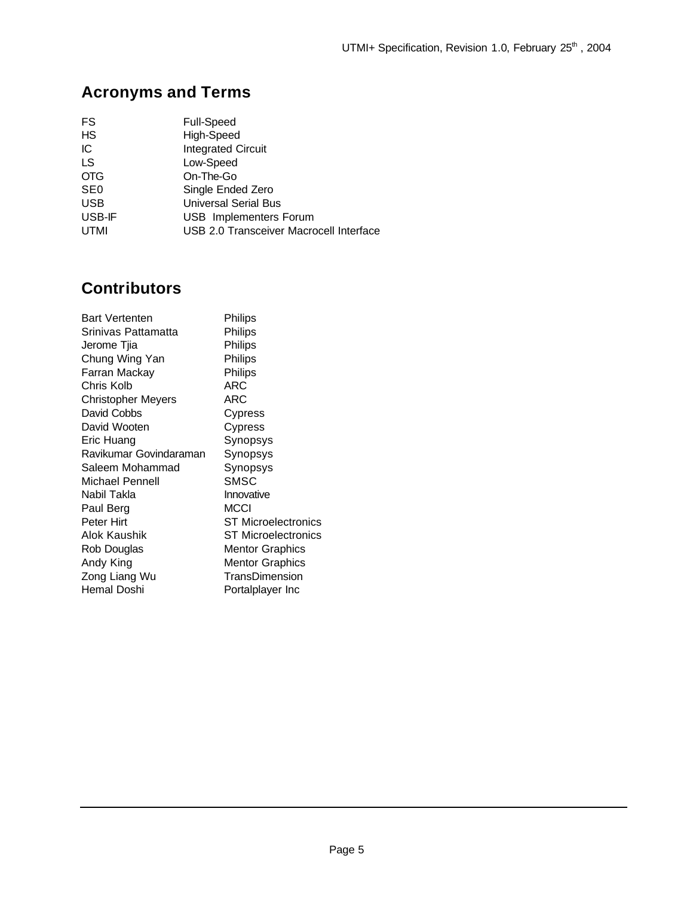## Acronyms and Terms

| | |
|---|---|
| FS | Full-Speed |
| HS | High-Speed |
| IC | Integrated Circuit |
| LS | Low-Speed |
| OTG | On-The-Go |
| SE0 | Single Ended Zero |
| USB | Universal Serial Bus |
| USB-IF | USB Implementers Forum |
| UTMI | USB 2.0 Transceiver Macrocell Interface |

## Contributors

| | |
|---|---|
| Bart Vertenten | Philips |
| Srinivas Pattamatta | Philips |
| Jerome Tjia | Philips |
| Chung Wing Yan | Philips |
| Farran Mackay | Philips |
| Chris Kolb | ARC |
| Christopher Meyers | ARC |
| David Cobbs | Cypress |
| David Wooten | Cypress |
| Eric Huang | Synopsys |
| Ravikumar Govindaraman | Synopsys |
| Saleem Mohammad | Synopsys |
| Michael Pennell | SMSC |
| Nabil Takla | Innovative |
| Paul Berg | MCCI |
| Peter Hirt | ST Microelectronics |
| Alok Kaushik | ST Microelectronics |
| Rob Douglas | Mentor Graphics |
| Andy King | Mentor Graphics |
| Zong Liang Wu | TransDimension |
| Hemal Doshi | Portalplayer Inc |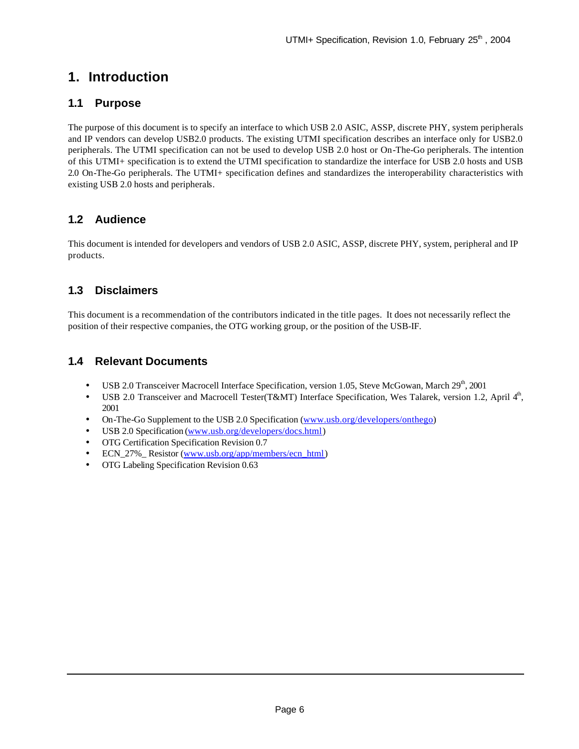# 1. Introduction

## 1.1 Purpose

The purpose of this document is to specify an interface to which USB 2.0 ASIC, ASSP, discrete PHY, system peripherals and IP vendors can develop USB2.0 products. The existing UTMI specification describes an interface only for USB2.0 peripherals. The UTMI specification can not be used to develop USB 2.0 host or On-The-Go peripherals. The intention of this UTMI+ specification is to extend the UTMI specification to standardize the interface for USB 2.0 hosts and USB 2.0 On-The-Go peripherals. The UTMI+ specification defines and standardizes the interoperability characteristics with existing USB 2.0 hosts and peripherals.

## 1.2 Audience

This document is intended for developers and vendors of USB 2.0 ASIC, ASSP, discrete PHY, system, peripheral and IP products.

## 1.3 Disclaimers

This document is a recommendation of the contributors indicated in the title pages. It does not necessarily reflect the position of their respective companies, the OTG working group, or the position of the USB-IF.

## 1.4 Relevant Documents

- USB 2.0 Transceiver Macrocell Interface Specification, version 1.05, Steve McGowan, March 29th, 2001
- USB 2.0 Transceiver and Macrocell Tester(T&MT) Interface Specification, Wes Talarek, version 1.2, April 4th, 2001
- On-The-Go Supplement to the USB 2.0 Specification (www.usb.org/developers/onthego)
- USB 2.0 Specification (www.usb.org/developers/docs.html)
- OTG Certification Specification Revision 0.7
- ECN_27%_ Resistor (www.usb.org/app/members/ecn_html)
- OTG Labeling Specification Revision 0.63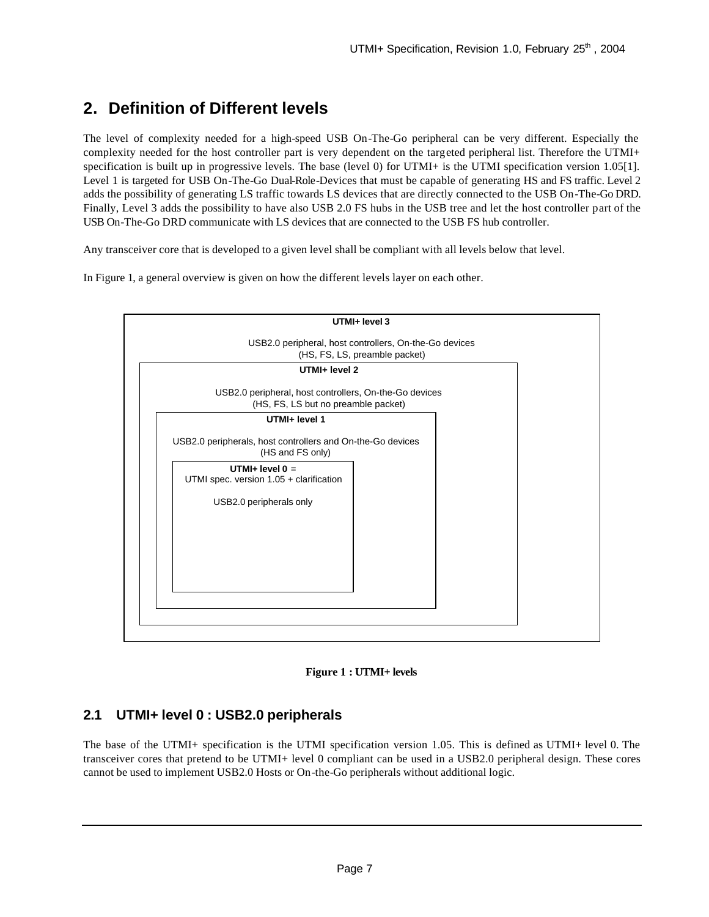# 2. Definition of Different levels

The level of complexity needed for a high-speed USB On-The-Go peripheral can be very different. Especially the complexity needed for the host controller part is very dependent on the targeted peripheral list. Therefore the UTMI+ specification is built up in progressive levels. The base (level 0) for UTMI+ is the UTMI specification version 1.05[1]. Level 1 is targeted for USB On-The-Go Dual-Role-Devices that must be capable of generating HS and FS traffic. Level 2 adds the possibility of generating LS traffic towards LS devices that are directly connected to the USB On-The-Go DRD. Finally, Level 3 adds the possibility to have also USB 2.0 FS hubs in the USB tree and let the host controller part of the USB On-The-Go DRD communicate with LS devices that are connected to the USB FS hub controller.

Any transceiver core that is developed to a given level shall be compliant with all levels below that level.

In Figure 1, a general overview is given on how the different levels layer on each other.

**UTMI+ level 3**

USB2.0 peripheral, host controllers, On-the-Go devices
(HS, FS, LS, preamble packet)

**UTMI+ level 2**

USB2.0 peripheral, host controllers, On-the-Go devices
(HS, FS, LS but no preamble packet)

**UTMI+ level 1**

USB2.0 peripherals, host controllers and On-the-Go devices
(HS and FS only)

**UTMI+ level 0** =
UTMI spec. version 1.05 + clarification

USB2.0 peripherals only

**Figure 1 : UTMI+ levels**

## 2.1 UTMI+ level 0 : USB2.0 peripherals

The base of the UTMI+ specification is the UTMI specification version 1.05. This is defined as UTMI+ level 0. The transceiver cores that pretend to be UTMI+ level 0 compliant can be used in a USB2.0 peripheral design. These cores cannot be used to implement USB2.0 Hosts or On-the-Go peripherals without additional logic.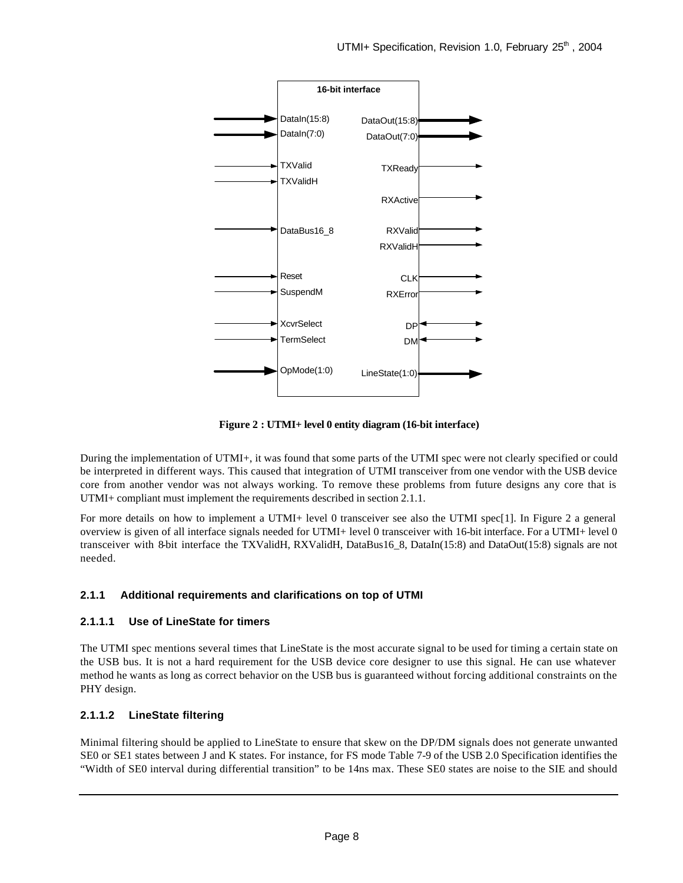Figure 2 : UTMI+ level 0 entity diagram (16-bit interface)

During the implementation of UTMI+, it was found that some parts of the UTMI spec were not clearly specified or could be interpreted in different ways. This caused that integration of UTMI transceiver from one vendor with the USB device core from another vendor was not always working. To remove these problems from future designs any core that is UTMI+ compliant must implement the requirements described in section 2.1.1.

For more details on how to implement a UTMI+ level 0 transceiver see also the UTMI spec[1]. In Figure 2 a general overview is given of all interface signals needed for UTMI+ level 0 transceiver with 16-bit interface. For a UTMI+ level 0 transceiver with 8-bit interface the TXValidH, RXValidH, DataBus16_8, DataIn(15:8) and DataOut(15:8) signals are not needed.

### 2.1.1 Additional requirements and clarifications on top of UTMI

#### 2.1.1.1 Use of LineState for timers

The UTMI spec mentions several times that LineState is the most accurate signal to be used for timing a certain state on the USB bus. It is not a hard requirement for the USB device core designer to use this signal. He can use whatever method he wants as long as correct behavior on the USB bus is guaranteed without forcing additional constraints on the PHY design.

#### 2.1.1.2 LineState filtering

Minimal filtering should be applied to LineState to ensure that skew on the DP/DM signals does not generate unwanted SE0 or SE1 states between J and K states. For instance, for FS mode Table 7-9 of the USB 2.0 Specification identifies the "Width of SE0 interval during differential transition" to be 14ns max. These SE0 states are noise to the SIE and should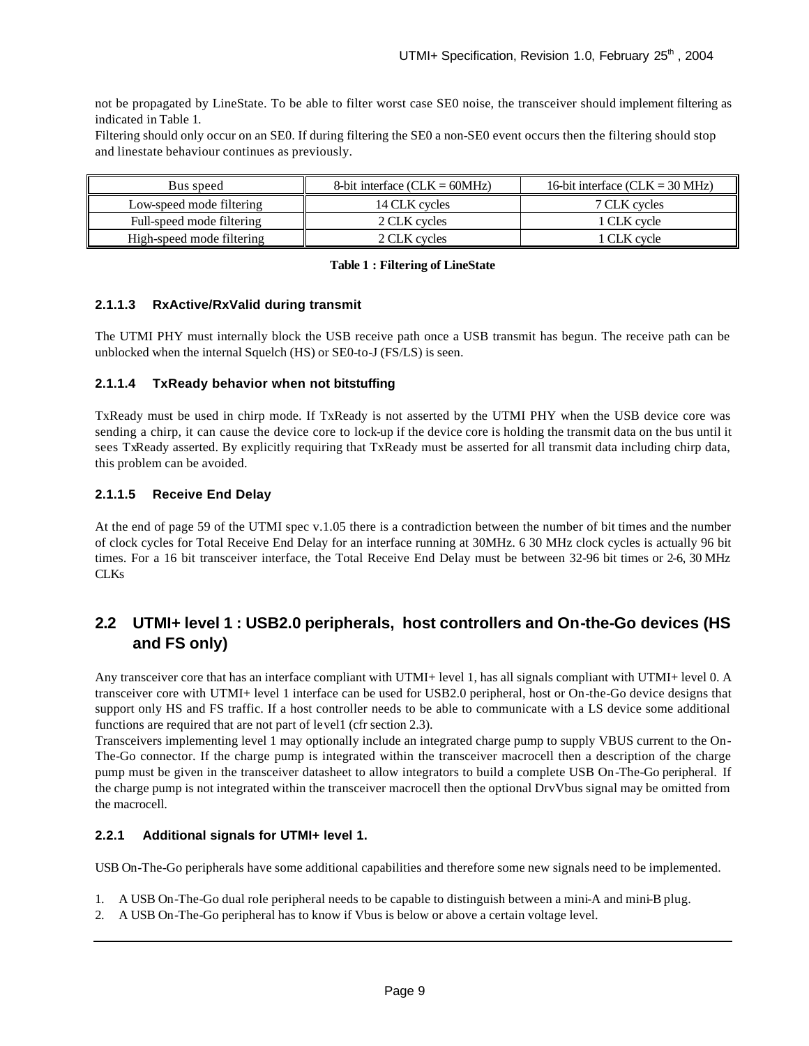not be propagated by LineState. To be able to filter worst case SE0 noise, the transceiver should implement filtering as indicated in Table 1.
Filtering should only occur on an SE0. If during filtering the SE0 a non-SE0 event occurs then the filtering should stop and linestate behaviour continues as previously.

| Bus speed | 8-bit interface (CLK = 60MHz) | 16-bit interface (CLK = 30 MHz) |
|---|---|---|
| Low-speed mode filtering | 14 CLK cycles | 7 CLK cycles |
| Full-speed mode filtering | 2 CLK cycles | 1 CLK cycle |
| High-speed mode filtering | 2 CLK cycles | 1 CLK cycle |

**Table 1 : Filtering of LineState**

#### 2.1.1.3 RxActive/RxValid during transmit

The UTMI PHY must internally block the USB receive path once a USB transmit has begun. The receive path can be unblocked when the internal Squelch (HS) or SE0-to-J (FS/LS) is seen.

#### 2.1.1.4 TxReady behavior when not bitstuffing

TxReady must be used in chirp mode. If TxReady is not asserted by the UTMI PHY when the USB device core was sending a chirp, it can cause the device core to lock-up if the device core is holding the transmit data on the bus until it sees TxReady asserted. By explicitly requiring that TxReady must be asserted for all transmit data including chirp data, this problem can be avoided.

#### 2.1.1.5 Receive End Delay

At the end of page 59 of the UTMI spec v.1.05 there is a contradiction between the number of bit times and the number of clock cycles for Total Receive End Delay for an interface running at 30MHz. 6 30 MHz clock cycles is actually 96 bit times. For a 16 bit transceiver interface, the Total Receive End Delay must be between 32-96 bit times or 2-6, 30 MHz CLKs

## 2.2 UTMI+ level 1 : USB2.0 peripherals, host controllers and On-the-Go devices (HS and FS only)

Any transceiver core that has an interface compliant with UTMI+ level 1, has all signals compliant with UTMI+ level 0. A transceiver core with UTMI+ level 1 interface can be used for USB2.0 peripheral, host or On-the-Go device designs that support only HS and FS traffic. If a host controller needs to be able to communicate with a LS device some additional functions are required that are not part of level1 (cfr section 2.3).
Transceivers implementing level 1 may optionally include an integrated charge pump to supply VBUS current to the On-The-Go connector. If the charge pump is integrated within the transceiver macrocell then a description of the charge pump must be given in the transceiver datasheet to allow integrators to build a complete USB On-The-Go peripheral. If the charge pump is not integrated within the transceiver macrocell then the optional DrvVbus signal may be omitted from the macrocell.

### 2.2.1 Additional signals for UTMI+ level 1.

USB On-The-Go peripherals have some additional capabilities and therefore some new signals need to be implemented.

1. A USB On-The-Go dual role peripheral needs to be capable to distinguish between a mini-A and mini-B plug.
2. A USB On-The-Go peripheral has to know if Vbus is below or above a certain voltage level.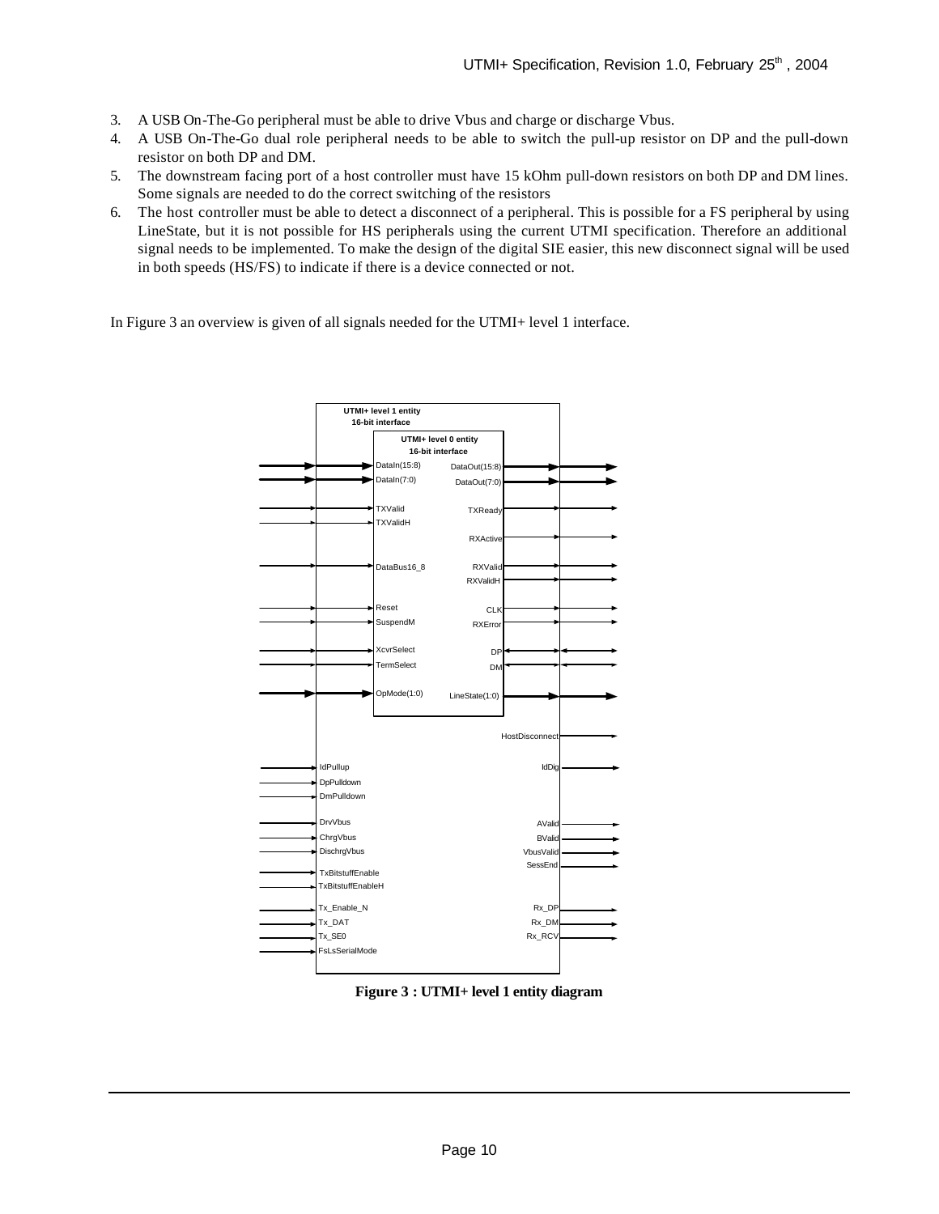3. A USB On-The-Go peripheral must be able to drive Vbus and charge or discharge Vbus.
4. A USB On-The-Go dual role peripheral needs to be able to switch the pull-up resistor on DP and the pull-down resistor on both DP and DM.
5. The downstream facing port of a host controller must have 15 kOhm pull-down resistors on both DP and DM lines. Some signals are needed to do the correct switching of the resistors
6. The host controller must be able to detect a disconnect of a peripheral. This is possible for a FS peripheral by using LineState, but it is not possible for HS peripherals using the current UTMI specification. Therefore an additional signal needs to be implemented. To make the design of the digital SIE easier, this new disconnect signal will be used in both speeds (HS/FS) to indicate if there is a device connected or not.

In Figure 3 an overview is given of all signals needed for the UTMI+ level 1 interface.

UTMI+ level 1 entity
16-bit interface

UTMI+ level 0 entity
16-bit interface

DataIn(15:8), DataIn(7:0), TXValid, TXValidH, DataBus16_8, Reset, SuspendM, XcvrSelect, TermSelect, OpMode(1:0)

DataOut(15:8), DataOut(7:0), TXReady, RXActive, RXValid, RXValidH, CLK, RXError, DP, DM, LineState(1:0)

HostDisconnect, IdDig, AValid, BValid, VbusValid, SessEnd, Rx_DP, Rx_DM, Rx_RCV

IdPullup, DpPulldown, DmPulldown, DrvVbus, ChrgVbus, DischrgVbus, TxBitstuffEnable, TxBitstuffEnableH, Tx_Enable_N, Tx_DAT, Tx_SE0, FsLsSerialMode

**Figure 3 : UTMI+ level 1 entity diagram**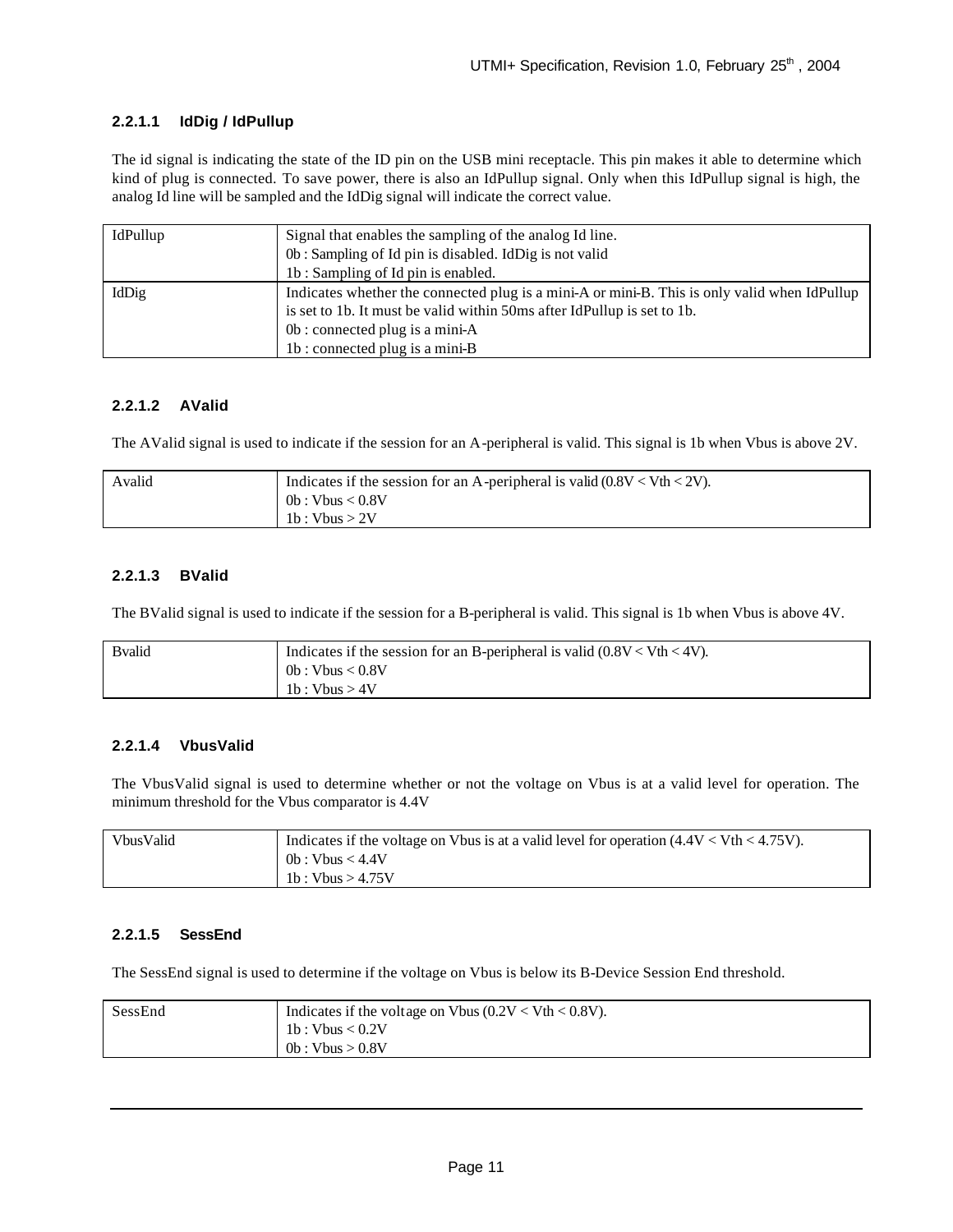#### 2.2.1.1 IdDig / IdPullup

The id signal is indicating the state of the ID pin on the USB mini receptacle. This pin makes it able to determine which kind of plug is connected. To save power, there is also an IdPullup signal. Only when this IdPullup signal is high, the analog Id line will be sampled and the IdDig signal will indicate the correct value.

| | |
|---|---|
| IdPullup | Signal that enables the sampling of the analog Id line.<br>0b : Sampling of Id pin is disabled. IdDig is not valid<br>1b : Sampling of Id pin is enabled. |
| IdDig | Indicates whether the connected plug is a mini-A or mini-B. This is only valid when IdPullup is set to 1b. It must be valid within 50ms after IdPullup is set to 1b.<br>0b : connected plug is a mini-A<br>1b : connected plug is a mini-B |

#### 2.2.1.2 AValid

The AValid signal is used to indicate if the session for an A-peripheral is valid. This signal is 1b when Vbus is above 2V.

| | |
|---|---|
| Avalid | Indicates if the session for an A-peripheral is valid (0.8V < Vth < 2V).<br>0b : Vbus < 0.8V<br>1b : Vbus > 2V |

#### 2.2.1.3 BValid

The BValid signal is used to indicate if the session for a B-peripheral is valid. This signal is 1b when Vbus is above 4V.

| | |
|---|---|
| Bvalid | Indicates if the session for an B-peripheral is valid (0.8V < Vth < 4V).<br>0b : Vbus < 0.8V<br>1b : Vbus > 4V |

#### 2.2.1.4 VbusValid

The VbusValid signal is used to determine whether or not the voltage on Vbus is at a valid level for operation. The minimum threshold for the Vbus comparator is 4.4V

| | |
|---|---|
| VbusValid | Indicates if the voltage on Vbus is at a valid level for operation (4.4V < Vth < 4.75V).<br>0b : Vbus < 4.4V<br>1b : Vbus > 4.75V |

#### 2.2.1.5 SessEnd

The SessEnd signal is used to determine if the voltage on Vbus is below its B-Device Session End threshold.

| | |
|---|---|
| SessEnd | Indicates if the voltage on Vbus (0.2V < Vth < 0.8V).<br>1b : Vbus < 0.2V<br>0b : Vbus > 0.8V |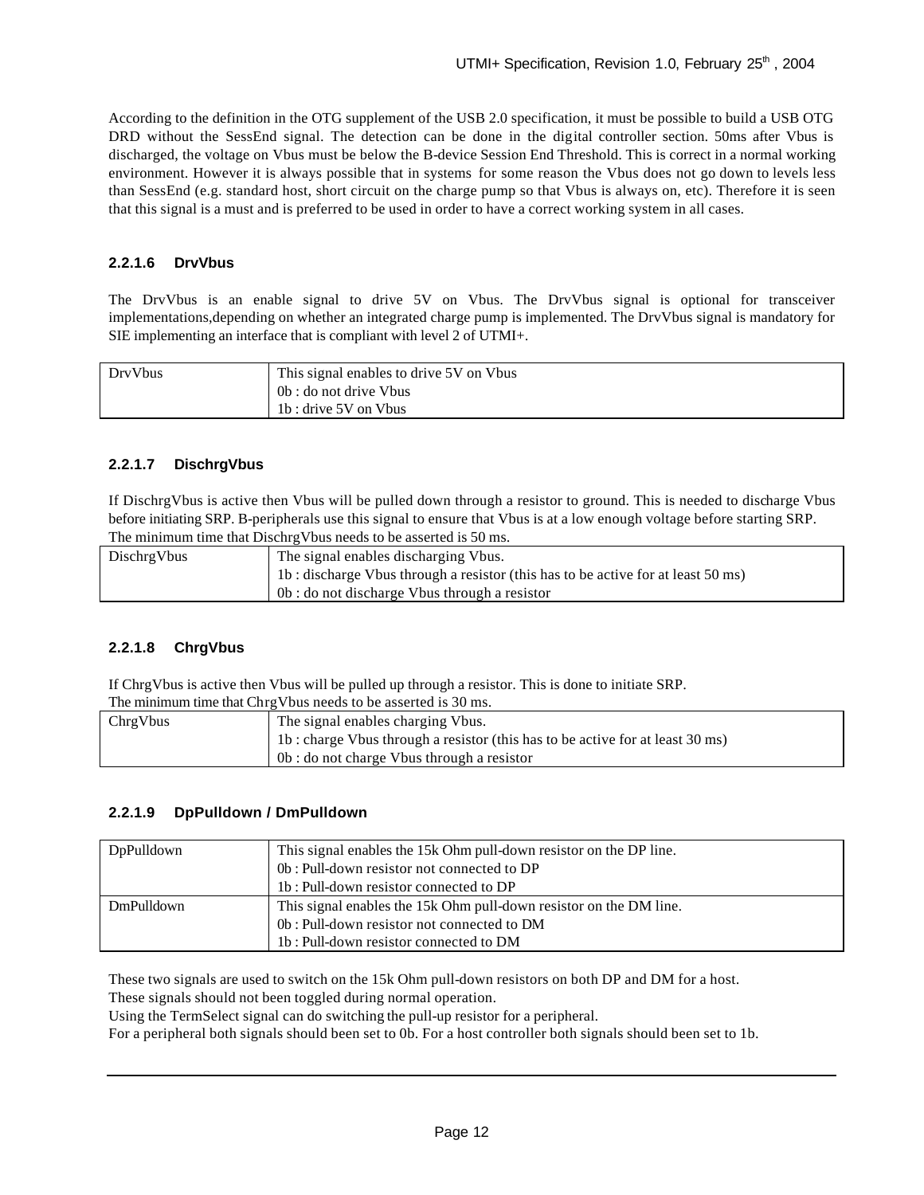According to the definition in the OTG supplement of the USB 2.0 specification, it must be possible to build a USB OTG DRD without the SessEnd signal. The detection can be done in the digital controller section. 50ms after Vbus is discharged, the voltage on Vbus must be below the B-device Session End Threshold. This is correct in a normal working environment. However it is always possible that in systems for some reason the Vbus does not go down to levels less than SessEnd (e.g. standard host, short circuit on the charge pump so that Vbus is always on, etc). Therefore it is seen that this signal is a must and is preferred to be used in order to have a correct working system in all cases.

#### 2.2.1.6 DrvVbus

The DrvVbus is an enable signal to drive 5V on Vbus. The DrvVbus signal is optional for transceiver implementations,depending on whether an integrated charge pump is implemented. The DrvVbus signal is mandatory for SIE implementing an interface that is compliant with level 2 of UTMI+.

| DrvVbus | This signal enables to drive 5V on Vbus<br>0b : do not drive Vbus<br>1b : drive 5V on Vbus |
|---|---|

#### 2.2.1.7 DischrgVbus

If DischrgVbus is active then Vbus will be pulled down through a resistor to ground. This is needed to discharge Vbus before initiating SRP. B-peripherals use this signal to ensure that Vbus is at a low enough voltage before starting SRP. The minimum time that DischrgVbus needs to be asserted is 50 ms.

| DischrgVbus | The signal enables discharging Vbus.<br>1b : discharge Vbus through a resistor (this has to be active for at least 50 ms)<br>0b : do not discharge Vbus through a resistor |
|---|---|

#### 2.2.1.8 ChrgVbus

If ChrgVbus is active then Vbus will be pulled up through a resistor. This is done to initiate SRP.
The minimum time that ChrgVbus needs to be asserted is 30 ms.

| ChrgVbus | The signal enables charging Vbus.<br>1b : charge Vbus through a resistor (this has to be active for at least 30 ms)<br>0b : do not charge Vbus through a resistor |
|---|---|

#### 2.2.1.9 DpPulldown / DmPulldown

| DpPulldown | This signal enables the 15k Ohm pull-down resistor on the DP line.<br>0b : Pull-down resistor not connected to DP<br>1b : Pull-down resistor connected to DP |
|---|---|
| DmPulldown | This signal enables the 15k Ohm pull-down resistor on the DM line.<br>0b : Pull-down resistor not connected to DM<br>1b : Pull-down resistor connected to DM |

These two signals are used to switch on the 15k Ohm pull-down resistors on both DP and DM for a host.
These signals should not been toggled during normal operation.
Using the TermSelect signal can do switching the pull-up resistor for a peripheral.
For a peripheral both signals should been set to 0b. For a host controller both signals should been set to 1b.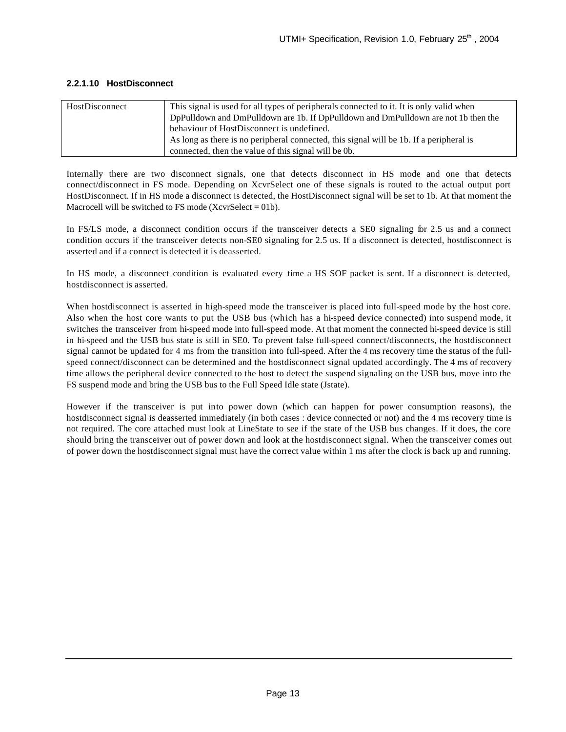#### 2.2.1.10 HostDisconnect

| HostDisconnect | This signal is used for all types of peripherals connected to it. It is only valid when DpPulldown and DmPulldown are 1b. If DpPulldown and DmPulldown are not 1b then the behaviour of HostDisconnect is undefined.<br>As long as there is no peripheral connected, this signal will be 1b. If a peripheral is connected, then the value of this signal will be 0b. |
|---|---|

Internally there are two disconnect signals, one that detects disconnect in HS mode and one that detects connect/disconnect in FS mode. Depending on XcvrSelect one of these signals is routed to the actual output port HostDisconnect. If in HS mode a disconnect is detected, the HostDisconnect signal will be set to 1b. At that moment the Macrocell will be switched to FS mode (XcvrSelect = 01b).

In FS/LS mode, a disconnect condition occurs if the transceiver detects a SE0 signaling for 2.5 us and a connect condition occurs if the transceiver detects non-SE0 signaling for 2.5 us. If a disconnect is detected, hostdisconnect is asserted and if a connect is detected it is deasserted.

In HS mode, a disconnect condition is evaluated every time a HS SOF packet is sent. If a disconnect is detected, hostdisconnect is asserted.

When hostdisconnect is asserted in high-speed mode the transceiver is placed into full-speed mode by the host core. Also when the host core wants to put the USB bus (which has a hi-speed device connected) into suspend mode, it switches the transceiver from hi-speed mode into full-speed mode. At that moment the connected hi-speed device is still in hi-speed and the USB bus state is still in SE0. To prevent false full-speed connect/disconnects, the hostdisconnect signal cannot be updated for 4 ms from the transition into full-speed. After the 4 ms recovery time the status of the full-speed connect/disconnect can be determined and the hostdisconnect signal updated accordingly. The 4 ms of recovery time allows the peripheral device connected to the host to detect the suspend signaling on the USB bus, move into the FS suspend mode and bring the USB bus to the Full Speed Idle state (Jstate).

However if the transceiver is put into power down (which can happen for power consumption reasons), the hostdisconnect signal is deasserted immediately (in both cases : device connected or not) and the 4 ms recovery time is not required. The core attached must look at LineState to see if the state of the USB bus changes. If it does, the core should bring the transceiver out of power down and look at the hostdisconnect signal. When the transceiver comes out of power down the hostdisconnect signal must have the correct value within 1 ms after the clock is back up and running.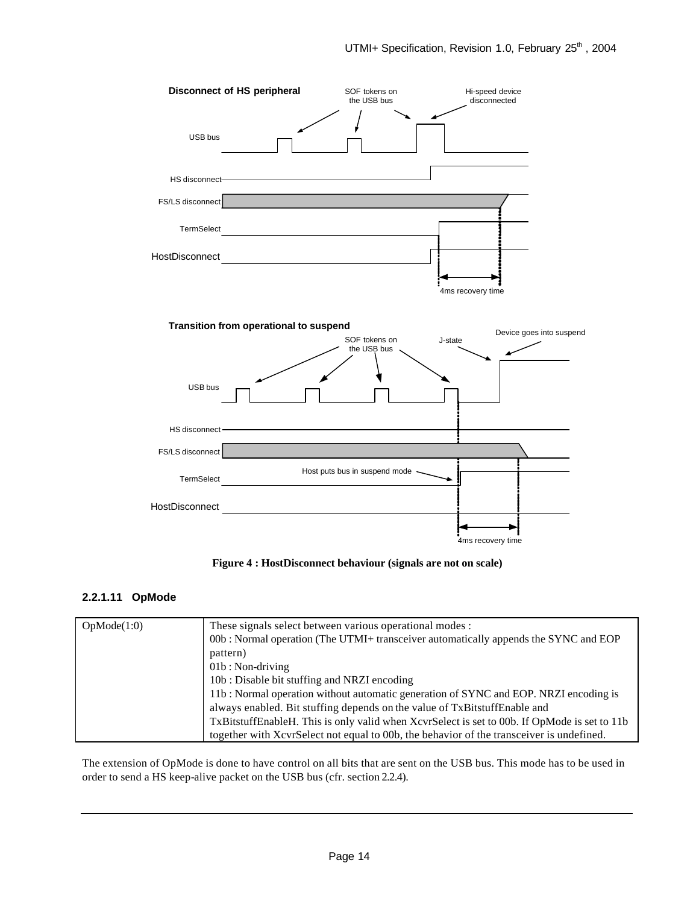Disconnect of HS peripheral

SOF tokens on the USB bus

Hi-speed device disconnected

USB bus

HS disconnect

FS/LS disconnect

TermSelect

HostDisconnect

4ms recovery time

Transition from operational to suspend

SOF tokens on the USB bus

J-state

Device goes into suspend

USB bus

HS disconnect

FS/LS disconnect

Host puts bus in suspend mode

TermSelect

HostDisconnect

4ms recovery time

**Figure 4 : HostDisconnect behaviour (signals are not on scale)**

#### 2.2.1.11 OpMode

| OpMode(1:0) | These signals select between various operational modes :<br>00b : Normal operation (The UTMI+ transceiver automatically appends the SYNC and EOP pattern)<br>01b : Non-driving<br>10b : Disable bit stuffing and NRZI encoding<br>11b : Normal operation without automatic generation of SYNC and EOP. NRZI encoding is always enabled. Bit stuffing depends on the value of TxBitstuffEnable and TxBitstuffEnableH. This is only valid when XcvrSelect is set to 00b. If OpMode is set to 11b together with XcvrSelect not equal to 00b, the behavior of the transceiver is undefined. |
|---|---|

The extension of OpMode is done to have control on all bits that are sent on the USB bus. This mode has to be used in order to send a HS keep-alive packet on the USB bus (cfr. section 2.2.4).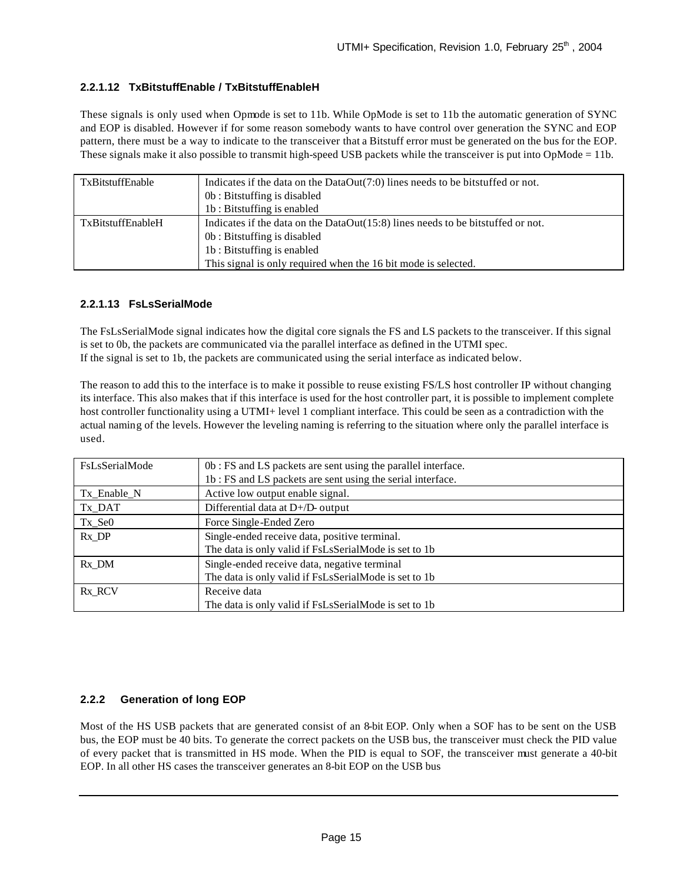#### 2.2.1.12 TxBitstuffEnable / TxBitstuffEnableH

These signals is only used when Opmode is set to 11b. While OpMode is set to 11b the automatic generation of SYNC and EOP is disabled. However if for some reason somebody wants to have control over generation the SYNC and EOP pattern, there must be a way to indicate to the transceiver that a Bitstuff error must be generated on the bus for the EOP. These signals make it also possible to transmit high-speed USB packets while the transceiver is put into OpMode = 11b.

| | |
|---|---|
| TxBitstuffEnable | Indicates if the data on the DataOut(7:0) lines needs to be bitstuffed or not.<br>0b : Bitstuffing is disabled<br>1b : Bitstuffing is enabled |
| TxBitstuffEnableH | Indicates if the data on the DataOut(15:8) lines needs to be bitstuffed or not.<br>0b : Bitstuffing is disabled<br>1b : Bitstuffing is enabled<br>This signal is only required when the 16 bit mode is selected. |

#### 2.2.1.13 FsLsSerialMode

The FsLsSerialMode signal indicates how the digital core signals the FS and LS packets to the transceiver. If this signal is set to 0b, the packets are communicated via the parallel interface as defined in the UTMI spec.
If the signal is set to 1b, the packets are communicated using the serial interface as indicated below.

The reason to add this to the interface is to make it possible to reuse existing FS/LS host controller IP without changing its interface. This also makes that if this interface is used for the host controller part, it is possible to implement complete host controller functionality using a UTMI+ level 1 compliant interface. This could be seen as a contradiction with the actual naming of the levels. However the leveling naming is referring to the situation where only the parallel interface is used.

| | |
|---|---|
| FsLsSerialMode | 0b : FS and LS packets are sent using the parallel interface.<br>1b : FS and LS packets are sent using the serial interface. |
| Tx_Enable_N | Active low output enable signal. |
| Tx_DAT | Differential data at D+/D- output |
| Tx_Se0 | Force Single-Ended Zero |
| Rx_DP | Single-ended receive data, positive terminal.<br>The data is only valid if FsLsSerialMode is set to 1b |
| Rx_DM | Single-ended receive data, negative terminal<br>The data is only valid if FsLsSerialMode is set to 1b |
| Rx_RCV | Receive data<br>The data is only valid if FsLsSerialMode is set to 1b |

### 2.2.2 Generation of long EOP

Most of the HS USB packets that are generated consist of an 8-bit EOP. Only when a SOF has to be sent on the USB bus, the EOP must be 40 bits. To generate the correct packets on the USB bus, the transceiver must check the PID value of every packet that is transmitted in HS mode. When the PID is equal to SOF, the transceiver must generate a 40-bit EOP. In all other HS cases the transceiver generates an 8-bit EOP on the USB bus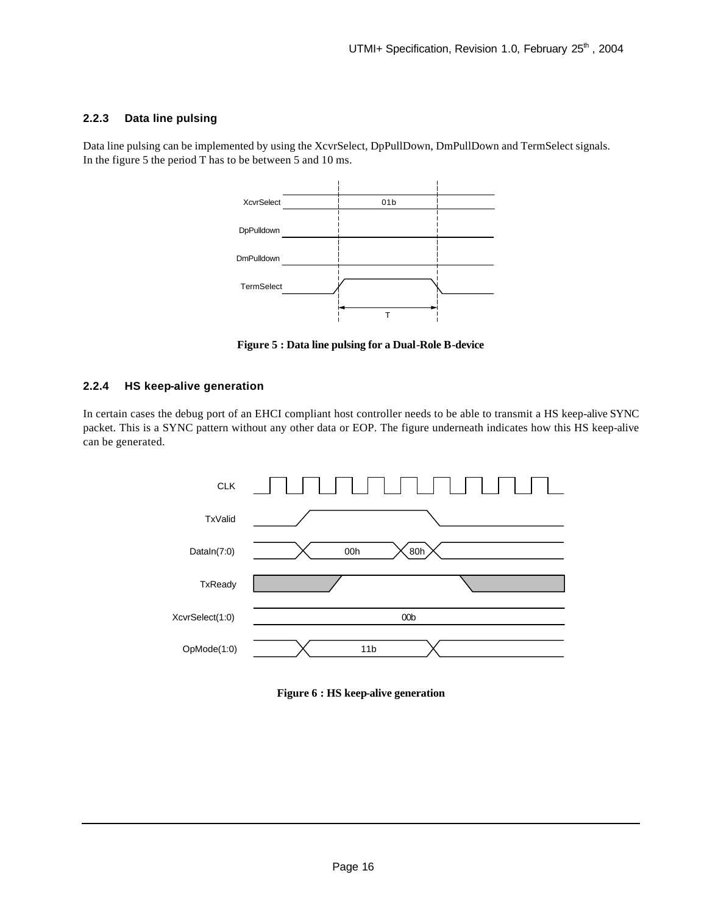### 2.2.3 Data line pulsing

Data line pulsing can be implemented by using the XcvrSelect, DpPullDown, DmPullDown and TermSelect signals. In the figure 5 the period T has to be between 5 and 10 ms.

**Figure 5 : Data line pulsing for a Dual-Role B-device**

### 2.2.4 HS keep-alive generation

In certain cases the debug port of an EHCI compliant host controller needs to be able to transmit a HS keep-alive SYNC packet. This is a SYNC pattern without any other data or EOP. The figure underneath indicates how this HS keep-alive can be generated.

**Figure 6 : HS keep-alive generation**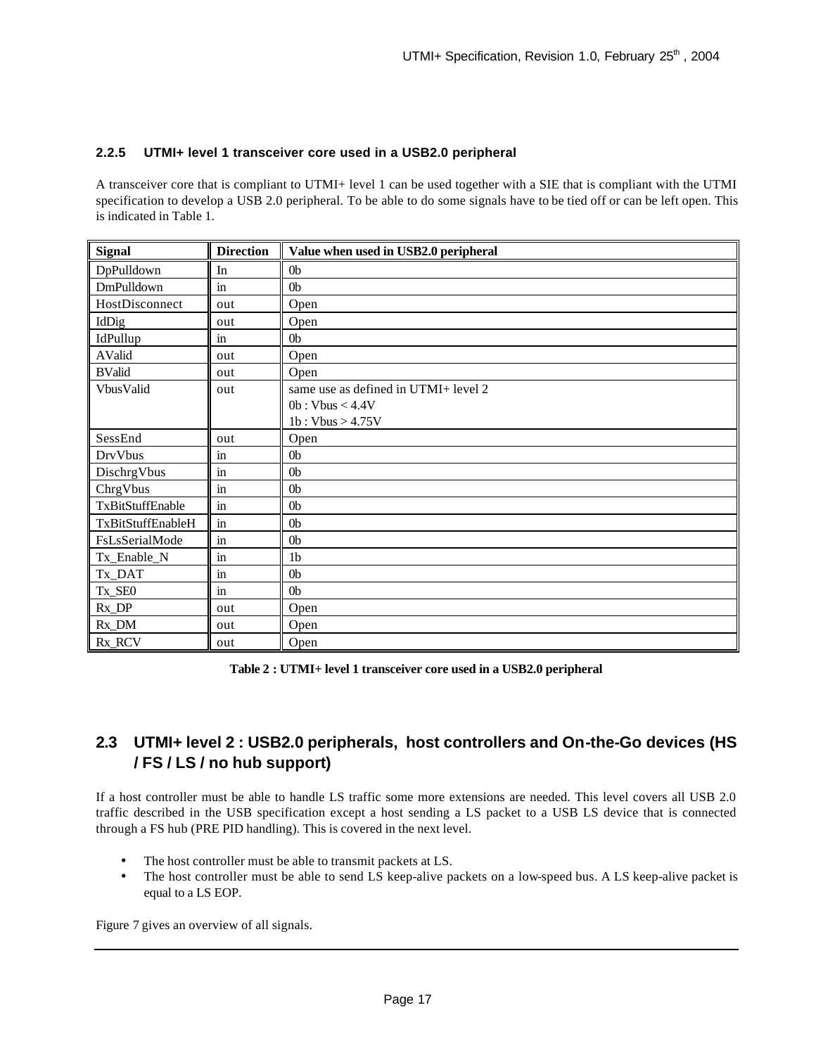### 2.2.5 UTMI+ level 1 transceiver core used in a USB2.0 peripheral

A transceiver core that is compliant to UTMI+ level 1 can be used together with a SIE that is compliant with the UTMI specification to develop a USB 2.0 peripheral. To be able to do some signals have to be tied off or can be left open. This is indicated in Table 1.

| Signal | Direction | Value when used in USB2.0 peripheral |
|---|---|---|
| DpPulldown | In | 0b |
| DmPulldown | in | 0b |
| HostDisconnect | out | Open |
| IdDig | out | Open |
| IdPullup | in | 0b |
| AValid | out | Open |
| BValid | out | Open |
| VbusValid | out | same use as defined in UTMI+ level 2<br>0b : Vbus < 4.4V<br>1b : Vbus > 4.75V |
| SessEnd | out | Open |
| DrvVbus | in | 0b |
| DischrgVbus | in | 0b |
| ChrgVbus | in | 0b |
| TxBitStuffEnable | in | 0b |
| TxBitStuffEnableH | in | 0b |
| FsLsSerialMode | in | 0b |
| Tx_Enable_N | in | 1b |
| Tx_DAT | in | 0b |
| Tx_SE0 | in | 0b |
| Rx_DP | out | Open |
| Rx_DM | out | Open |
| Rx_RCV | out | Open |

**Table 2 : UTMI+ level 1 transceiver core used in a USB2.0 peripheral**

## 2.3 UTMI+ level 2 : USB2.0 peripherals, host controllers and On-the-Go devices (HS / FS / LS / no hub support)

If a host controller must be able to handle LS traffic some more extensions are needed. This level covers all USB 2.0 traffic described in the USB specification except a host sending a LS packet to a USB LS device that is connected through a FS hub (PRE PID handling). This is covered in the next level.

- The host controller must be able to transmit packets at LS.
- The host controller must be able to send LS keep-alive packets on a low-speed bus. A LS keep-alive packet is equal to a LS EOP.

Figure 7 gives an overview of all signals.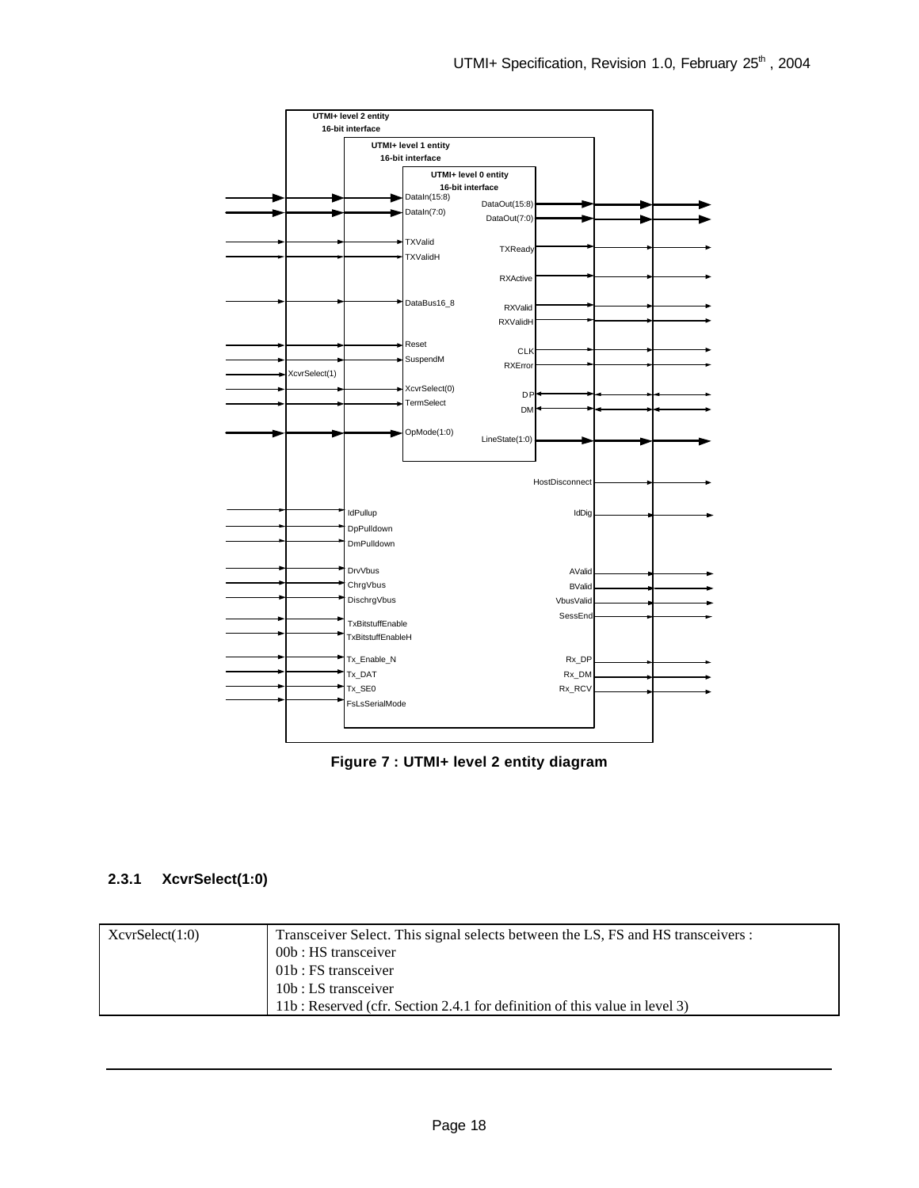Figure 7 : UTMI+ level 2 entity diagram

### 2.3.1 XcvrSelect(1:0)

| XcvrSelect(1:0) | Transceiver Select. This signal selects between the LS, FS and HS transceivers :<br>00b : HS transceiver<br>01b : FS transceiver<br>10b : LS transceiver<br>11b : Reserved (cfr. Section 2.4.1 for definition of this value in level 3) |
|---|---|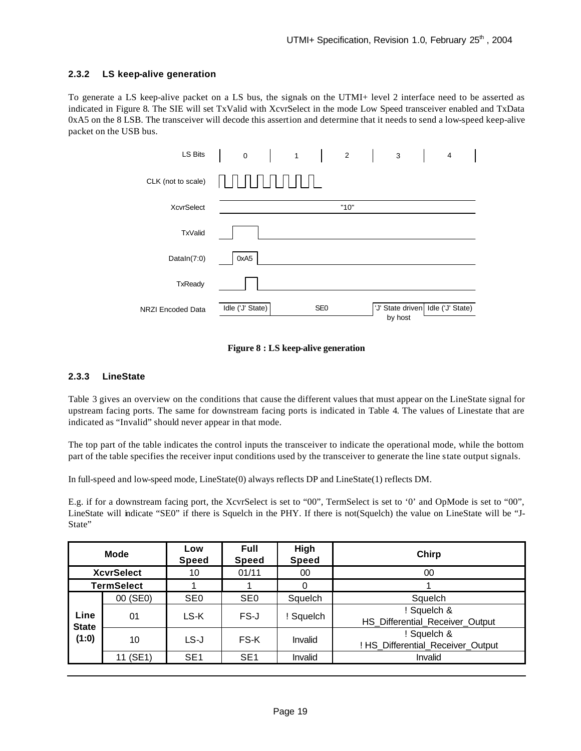### 2.3.2 LS keep-alive generation

To generate a LS keep-alive packet on a LS bus, the signals on the UTMI+ level 2 interface need to be asserted as indicated in Figure 8. The SIE will set TxValid with XcvrSelect in the mode Low Speed transceiver enabled and TxData 0xA5 on the 8 LSB. The transceiver will decode this assertion and determine that it needs to send a low-speed keep-alive packet on the USB bus.

**Figure 8 : LS keep-alive generation**

### 2.3.3 LineState

Table 3 gives an overview on the conditions that cause the different values that must appear on the LineState signal for upstream facing ports. The same for downstream facing ports is indicated in Table 4. The values of Linestate that are indicated as "Invalid" should never appear in that mode.

The top part of the table indicates the control inputs the transceiver to indicate the operational mode, while the bottom part of the table specifies the receiver input conditions used by the transceiver to generate the line state output signals.

In full-speed and low-speed mode, LineState(0) always reflects DP and LineState(1) reflects DM.

E.g. if for a downstream facing port, the XcvrSelect is set to "00", TermSelect is set to '0' and OpMode is set to "00", LineState will indicate "SE0" if there is Squelch in the PHY. If there is not(Squelch) the value on LineState will be "J-State"

| Mode | | Low Speed | Full Speed | High Speed | Chirp |
|---|---|---|---|---|---|
| XcvrSelect | | 10 | 01/11 | 00 | 00 |
| TermSelect | | 1 | 1 | 0 | 1 |
| Line State (1:0) | 00 (SE0) | SE0 | SE0 | Squelch | Squelch |
| | 01 | LS-K | FS-J | ! Squelch | ! Squelch & HS_Differential_Receiver_Output |
| | 10 | LS-J | FS-K | Invalid | ! Squelch & ! HS_Differential_Receiver_Output |
| | 11 (SE1) | SE1 | SE1 | Invalid | Invalid |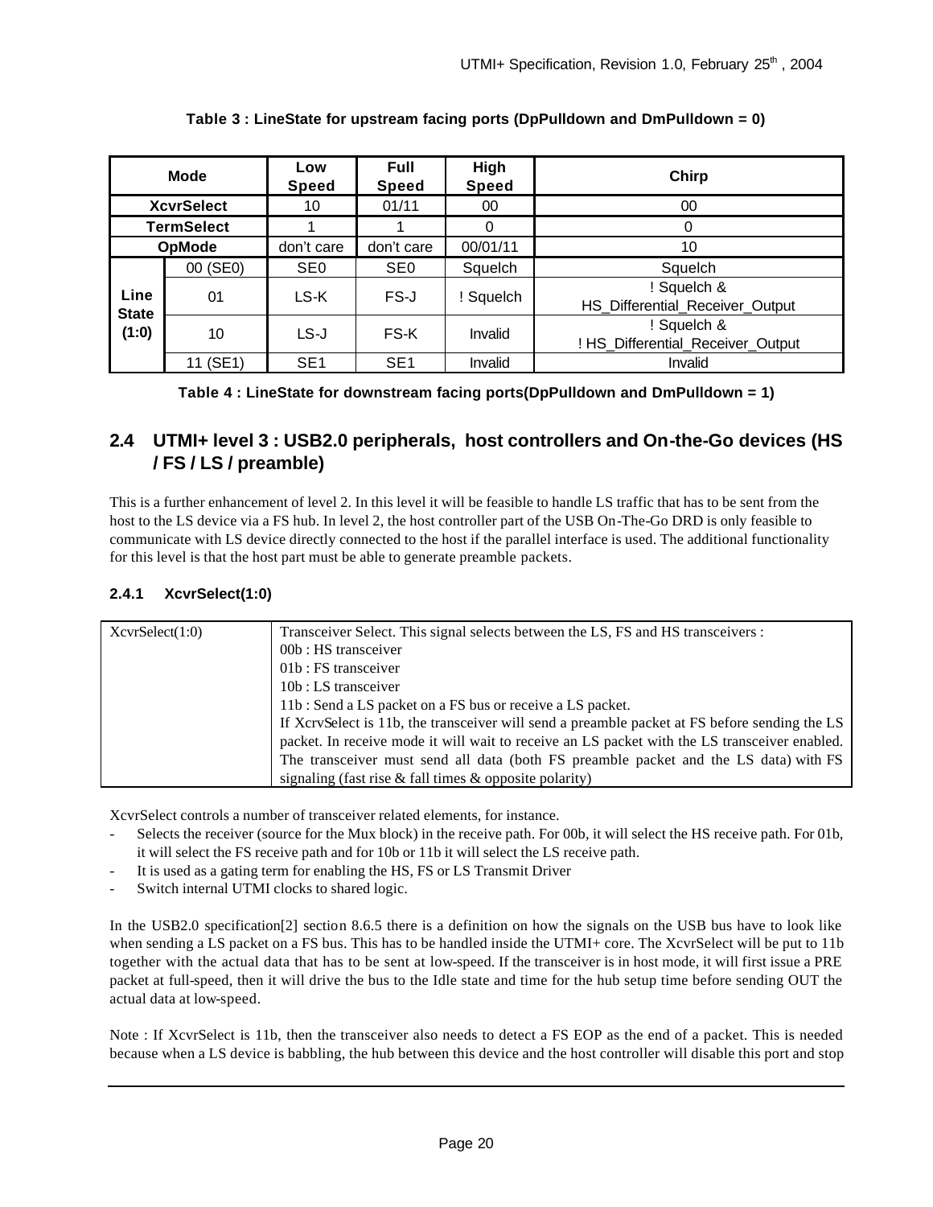**Table 3 : LineState for upstream facing ports (DpPulldown and DmPulldown = 0)**

| Mode | | Low Speed | Full Speed | High Speed | Chirp |
|---|---|---|---|---|---|
| XcvrSelect | | 10 | 01/11 | 00 | 00 |
| TermSelect | | 1 | 1 | 0 | 0 |
| OpMode | | don't care | don't care | 00/01/11 | 10 |
| Line State (1:0) | 00 (SE0) | SE0 | SE0 | Squelch | Squelch |
| | 01 | LS-K | FS-J | ! Squelch | ! Squelch & HS_Differential_Receiver_Output |
| | 10 | LS-J | FS-K | Invalid | ! Squelch & ! HS_Differential_Receiver_Output |
| | 11 (SE1) | SE1 | SE1 | Invalid | Invalid |

**Table 4 : LineState for downstream facing ports(DpPulldown and DmPulldown = 1)**

## 2.4 UTMI+ level 3 : USB2.0 peripherals, host controllers and On-the-Go devices (HS / FS / LS / preamble)

This is a further enhancement of level 2. In this level it will be feasible to handle LS traffic that has to be sent from the host to the LS device via a FS hub. In level 2, the host controller part of the USB On-The-Go DRD is only feasible to communicate with LS device directly connected to the host if the parallel interface is used. The additional functionality for this level is that the host part must be able to generate preamble packets.

### 2.4.1 XcvrSelect(1:0)

| XcvrSelect(1:0) | Transceiver Select. This signal selects between the LS, FS and HS transceivers :<br>00b : HS transceiver<br>01b : FS transceiver<br>10b : LS transceiver<br>11b : Send a LS packet on a FS bus or receive a LS packet.<br>If XcrvSelect is 11b, the transceiver will send a preamble packet at FS before sending the LS packet. In receive mode it will wait to receive an LS packet with the LS transceiver enabled. The transceiver must send all data (both FS preamble packet and the LS data) with FS signaling (fast rise & fall times & opposite polarity) |
|---|---|

XcvrSelect controls a number of transceiver related elements, for instance.

- Selects the receiver (source for the Mux block) in the receive path. For 00b, it will select the HS receive path. For 01b, it will select the FS receive path and for 10b or 11b it will select the LS receive path.
- It is used as a gating term for enabling the HS, FS or LS Transmit Driver
- Switch internal UTMI clocks to shared logic.

In the USB2.0 specification[2] section 8.6.5 there is a definition on how the signals on the USB bus have to look like when sending a LS packet on a FS bus. This has to be handled inside the UTMI+ core. The XcvrSelect will be put to 11b together with the actual data that has to be sent at low-speed. If the transceiver is in host mode, it will first issue a PRE packet at full-speed, then it will drive the bus to the Idle state and time for the hub setup time before sending OUT the actual data at low-speed.

Note : If XcvrSelect is 11b, then the transceiver also needs to detect a FS EOP as the end of a packet. This is needed because when a LS device is babbling, the hub between this device and the host controller will disable this port and stop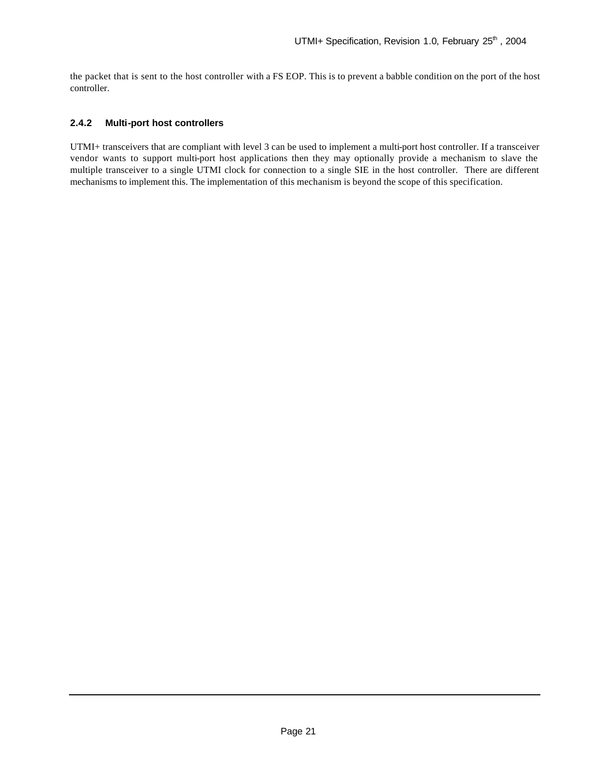the packet that is sent to the host controller with a FS EOP. This is to prevent a babble condition on the port of the host controller.

### 2.4.2 Multi-port host controllers

UTMI+ transceivers that are compliant with level 3 can be used to implement a multi-port host controller. If a transceiver vendor wants to support multi-port host applications then they may optionally provide a mechanism to slave the multiple transceiver to a single UTMI clock for connection to a single SIE in the host controller. There are different mechanisms to implement this. The implementation of this mechanism is beyond the scope of this specification.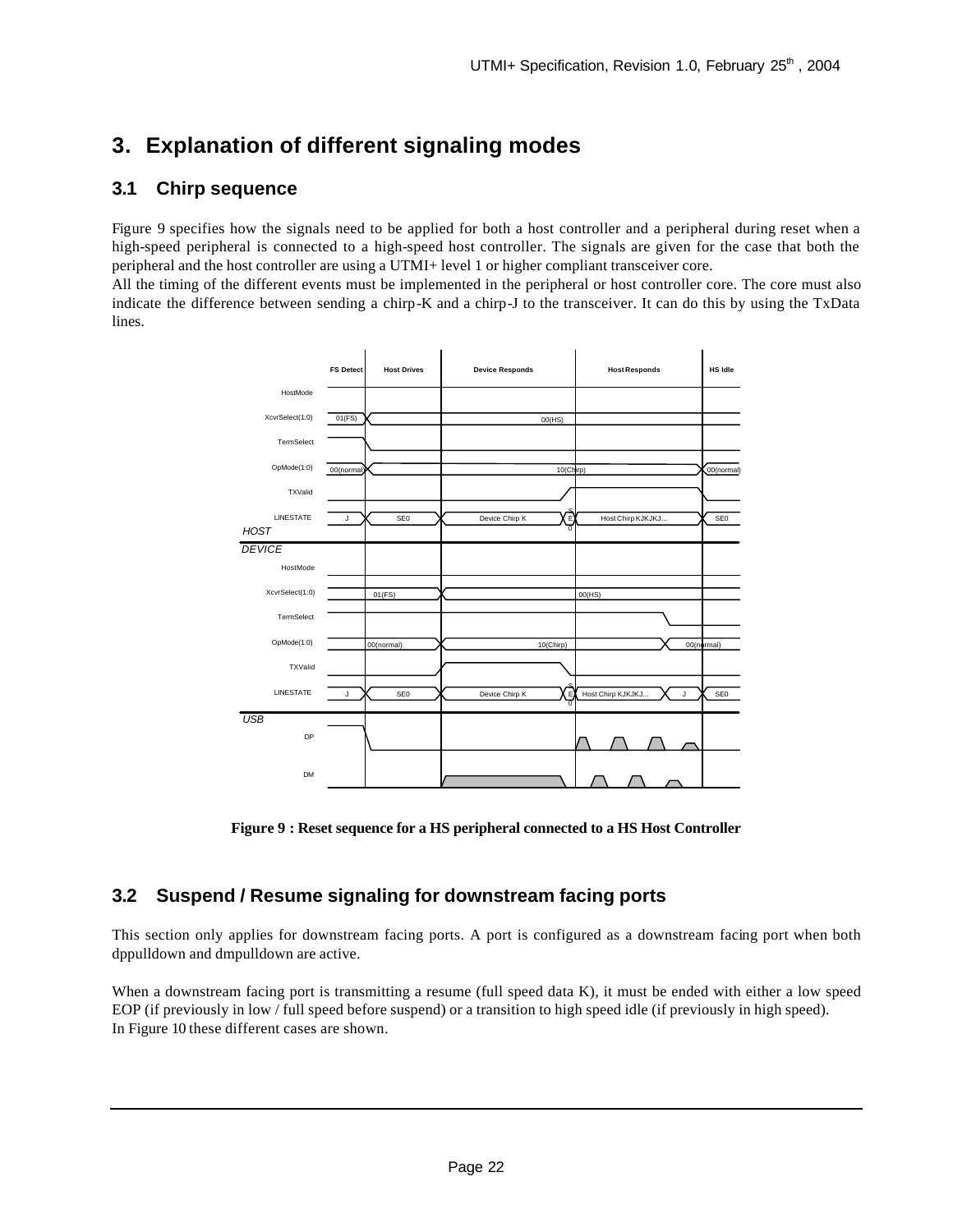# 3. Explanation of different signaling modes

## 3.1 Chirp sequence

Figure 9 specifies how the signals need to be applied for both a host controller and a peripheral during reset when a high-speed peripheral is connected to a high-speed host controller. The signals are given for the case that both the peripheral and the host controller are using a UTMI+ level 1 or higher compliant transceiver core.

All the timing of the different events must be implemented in the peripheral or host controller core. The core must also indicate the difference between sending a chirp-K and a chirp-J to the transceiver. It can do this by using the TxData lines.

**Figure 9 : Reset sequence for a HS peripheral connected to a HS Host Controller**

## 3.2 Suspend / Resume signaling for downstream facing ports

This section only applies for downstream facing ports. A port is configured as a downstream facing port when both dppulldown and dmpulldown are active.

When a downstream facing port is transmitting a resume (full speed data K), it must be ended with either a low speed EOP (if previously in low / full speed before suspend) or a transition to high speed idle (if previously in high speed). In Figure 10 these different cases are shown.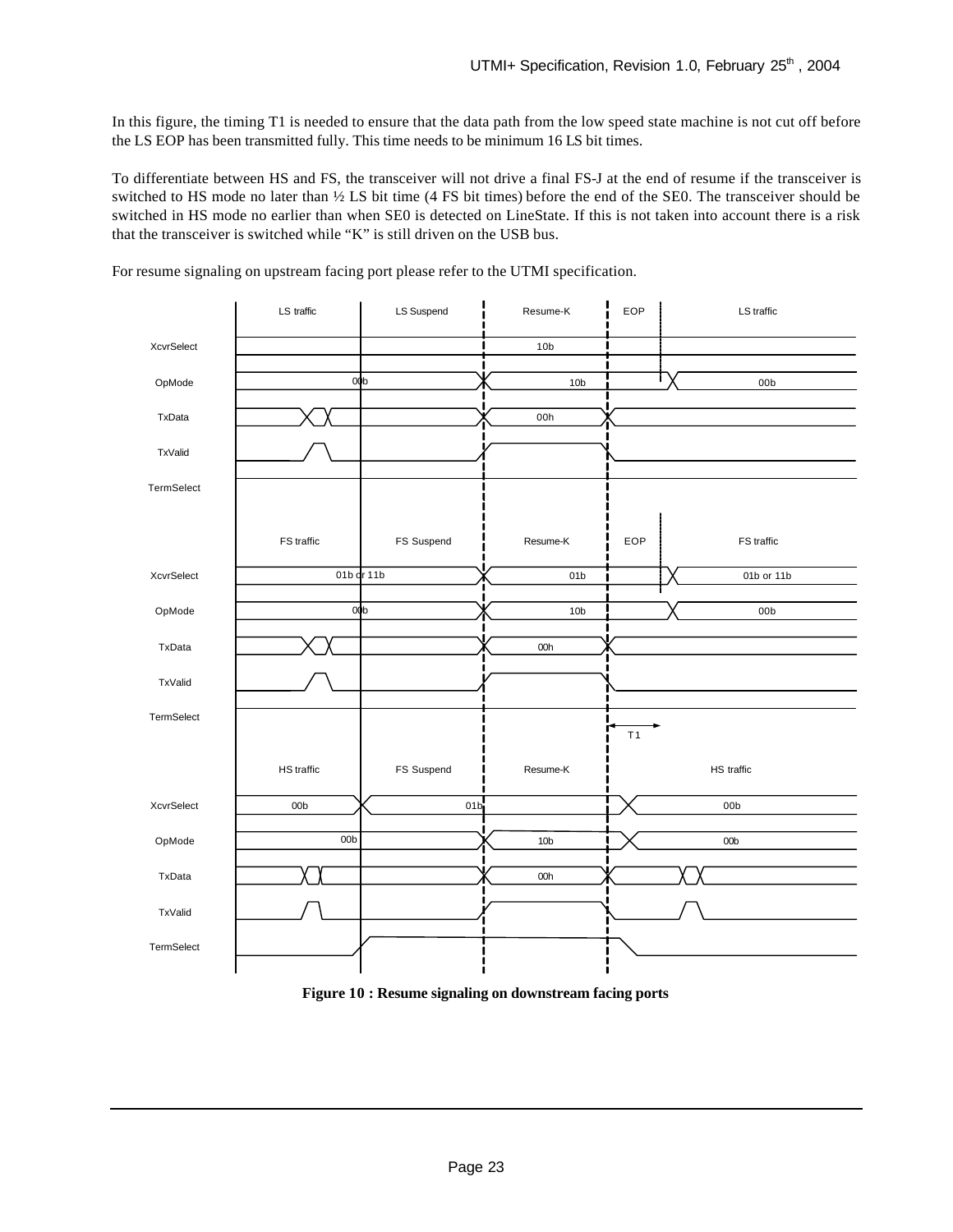In this figure, the timing T1 is needed to ensure that the data path from the low speed state machine is not cut off before the LS EOP has been transmitted fully. This time needs to be minimum 16 LS bit times.

To differentiate between HS and FS, the transceiver will not drive a final FS-J at the end of resume if the transceiver is switched to HS mode no later than ½ LS bit time (4 FS bit times) before the end of the SE0. The transceiver should be switched in HS mode no earlier than when SE0 is detected on LineState. If this is not taken into account there is a risk that the transceiver is switched while "K" is still driven on the USB bus.

For resume signaling on upstream facing port please refer to the UTMI specification.

**Figure 10 : Resume signaling on downstream facing ports**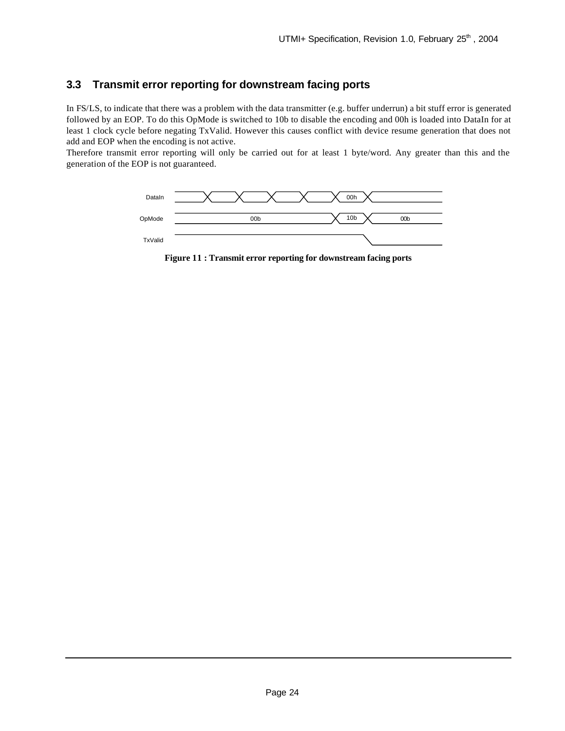### 3.3 Transmit error reporting for downstream facing ports

In FS/LS, to indicate that there was a problem with the data transmitter (e.g. buffer underrun) a bit stuff error is generated followed by an EOP. To do this OpMode is switched to 10b to disable the encoding and 00h is loaded into DataIn for at least 1 clock cycle before negating TxValid. However this causes conflict with device resume generation that does not add and EOP when the encoding is not active.

Therefore transmit error reporting will only be carried out for at least 1 byte/word. Any greater than this and the generation of the EOP is not guaranteed.

DataIn 00h
OpMode 00b 10b 00b
TxValid

**Figure 11 : Transmit error reporting for downstream facing ports**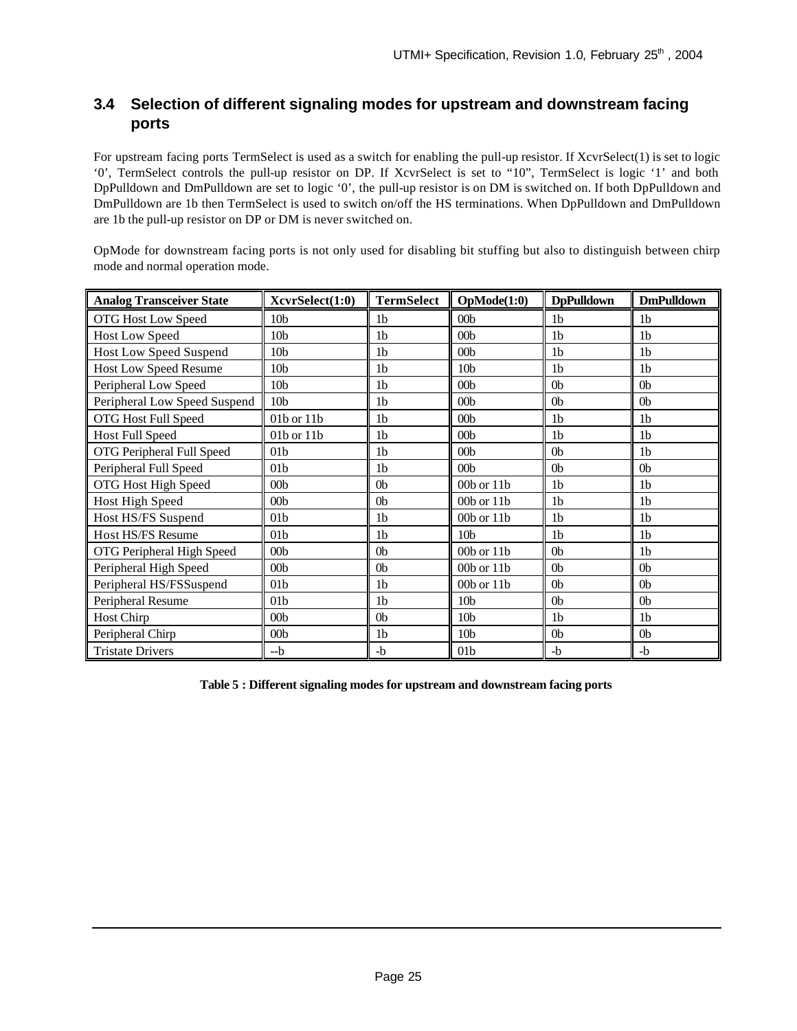## 3.4 Selection of different signaling modes for upstream and downstream facing ports

For upstream facing ports TermSelect is used as a switch for enabling the pull-up resistor. If XcvrSelect(1) is set to logic '0', TermSelect controls the pull-up resistor on DP. If XcvrSelect is set to "10", TermSelect is logic '1' and both DpPulldown and DmPulldown are set to logic '0', the pull-up resistor is on DM is switched on. If both DpPulldown and DmPulldown are 1b then TermSelect is used to switch on/off the HS terminations. When DpPulldown and DmPulldown are 1b the pull-up resistor on DP or DM is never switched on.

OpMode for downstream facing ports is not only used for disabling bit stuffing but also to distinguish between chirp mode and normal operation mode.

| Analog Transceiver State | XcvrSelect(1:0) | TermSelect | OpMode(1:0) | DpPulldown | DmPulldown |
|---|---|---|---|---|---|
| OTG Host Low Speed | 10b | 1b | 00b | 1b | 1b |
| Host Low Speed | 10b | 1b | 00b | 1b | 1b |
| Host Low Speed Suspend | 10b | 1b | 00b | 1b | 1b |
| Host Low Speed Resume | 10b | 1b | 10b | 1b | 1b |
| Peripheral Low Speed | 10b | 1b | 00b | 0b | 0b |
| Peripheral Low Speed Suspend | 10b | 1b | 00b | 0b | 0b |
| OTG Host Full Speed | 01b or 11b | 1b | 00b | 1b | 1b |
| Host Full Speed | 01b or 11b | 1b | 00b | 1b | 1b |
| OTG Peripheral Full Speed | 01b | 1b | 00b | 0b | 1b |
| Peripheral Full Speed | 01b | 1b | 00b | 0b | 0b |
| OTG Host High Speed | 00b | 0b | 00b or 11b | 1b | 1b |
| Host High Speed | 00b | 0b | 00b or 11b | 1b | 1b |
| Host HS/FS Suspend | 01b | 1b | 00b or 11b | 1b | 1b |
| Host HS/FS Resume | 01b | 1b | 10b | 1b | 1b |
| OTG Peripheral High Speed | 00b | 0b | 00b or 11b | 0b | 1b |
| Peripheral High Speed | 00b | 0b | 00b or 11b | 0b | 0b |
| Peripheral HS/FSSuspend | 01b | 1b | 00b or 11b | 0b | 0b |
| Peripheral Resume | 01b | 1b | 10b | 0b | 0b |
| Host Chirp | 00b | 0b | 10b | 1b | 1b |
| Peripheral Chirp | 00b | 1b | 10b | 0b | 0b |
| Tristate Drivers | --b | -b | 01b | -b | -b |

**Table 5 : Different signaling modes for upstream and downstream facing ports**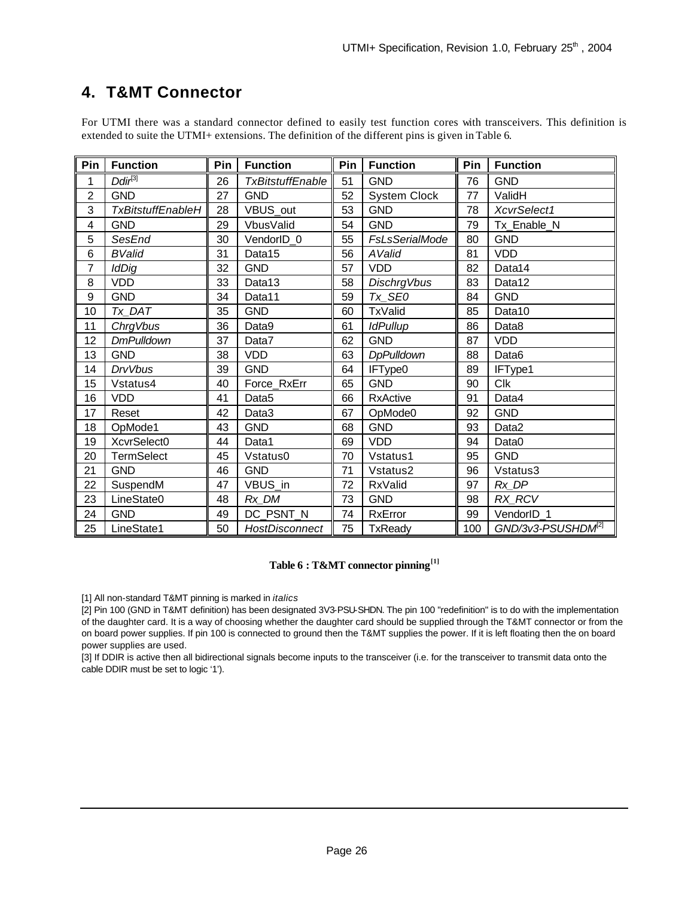# 4. T&MT Connector

For UTMI there was a standard connector defined to easily test function cores with transceivers. This definition is extended to suite the UTMI+ extensions. The definition of the different pins is given in Table 6.

| Pin | Function | Pin | Function | Pin | Function | Pin | Function |
|---|---|---|---|---|---|---|---|
| 1 | *Ddir*[3] | 26 | *TxBitstuffEnable* | 51 | GND | 76 | GND |
| 2 | GND | 27 | GND | 52 | System Clock | 77 | ValidH |
| 3 | *TxBitstuffEnableH* | 28 | VBUS_out | 53 | GND | 78 | *XcvrSelect1* |
| 4 | GND | 29 | VbusValid | 54 | GND | 79 | Tx_Enable_N |
| 5 | *SesEnd* | 30 | VendorID_0 | 55 | *FsLsSerialMode* | 80 | GND |
| 6 | *BValid* | 31 | Data15 | 56 | *AValid* | 81 | VDD |
| 7 | *IdDig* | 32 | GND | 57 | VDD | 82 | Data14 |
| 8 | VDD | 33 | Data13 | 58 | *DischrgVbus* | 83 | Data12 |
| 9 | GND | 34 | Data11 | 59 | *Tx_SE0* | 84 | GND |
| 10 | *Tx_DAT* | 35 | GND | 60 | TxValid | 85 | Data10 |
| 11 | *ChrgVbus* | 36 | Data9 | 61 | *IdPullup* | 86 | Data8 |
| 12 | *DmPulldown* | 37 | Data7 | 62 | GND | 87 | VDD |
| 13 | GND | 38 | VDD | 63 | *DpPulldown* | 88 | Data6 |
| 14 | *DrvVbus* | 39 | GND | 64 | IFType0 | 89 | IFType1 |
| 15 | Vstatus4 | 40 | Force_RxErr | 65 | GND | 90 | Clk |
| 16 | VDD | 41 | Data5 | 66 | RxActive | 91 | Data4 |
| 17 | Reset | 42 | Data3 | 67 | OpMode0 | 92 | GND |
| 18 | OpMode1 | 43 | GND | 68 | GND | 93 | Data2 |
| 19 | XcvrSelect0 | 44 | Data1 | 69 | VDD | 94 | Data0 |
| 20 | TermSelect | 45 | Vstatus0 | 70 | Vstatus1 | 95 | GND |
| 21 | GND | 46 | GND | 71 | Vstatus2 | 96 | Vstatus3 |
| 22 | SuspendM | 47 | VBUS_in | 72 | RxValid | 97 | *Rx_DP* |
| 23 | LineState0 | 48 | *Rx_DM* | 73 | GND | 98 | *RX_RCV* |
| 24 | GND | 49 | DC_PSNT_N | 74 | RxError | 99 | VendorID_1 |
| 25 | LineState1 | 50 | *HostDisconnect* | 75 | TxReady | 100 | *GND/3v3-PSUSHDM*[2] |

**Table 6 : T&MT connector pinning[1]**

[1] All non-standard T&MT pinning is marked in *italics*

[2] Pin 100 (GND in T&MT definition) has been designated 3V3-PSU-SHDN. The pin 100 "redefinition" is to do with the implementation of the daughter card. It is a way of choosing whether the daughter card should be supplied through the T&MT connector or from the on board power supplies. If pin 100 is connected to ground then the T&MT supplies the power. If it is left floating then the on board power supplies are used.

[3] If DDIR is active then all bidirectional signals become inputs to the transceiver (i.e. for the transceiver to transmit data onto the cable DDIR must be set to logic '1').